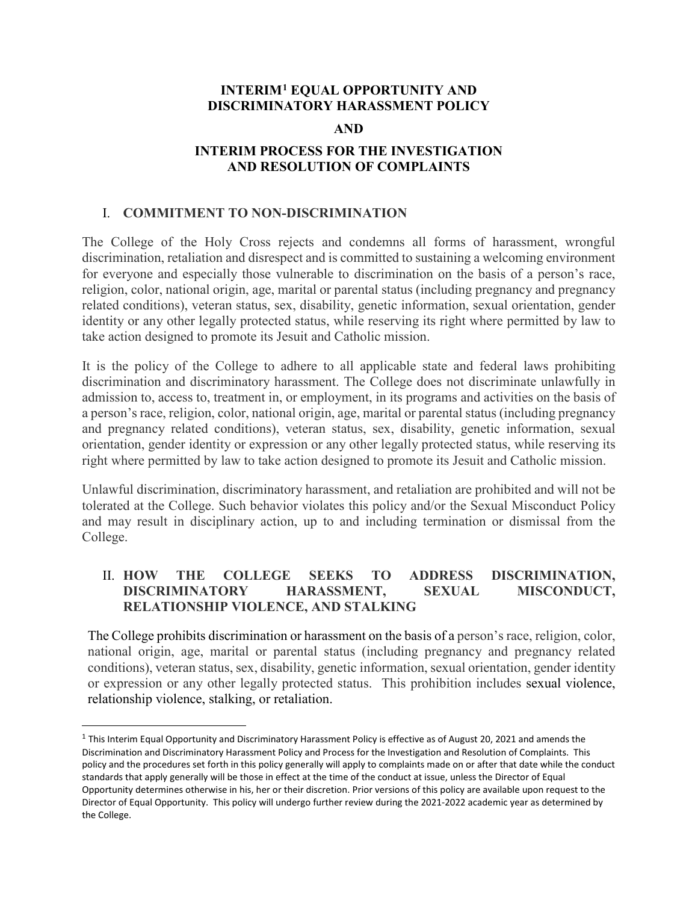# INTERIM[1] EQUAL OPPORTUNITY AND DISCRIMINATORY HARASSMENT POLICY

## AND

# INTERIM PROCESS FOR THE INVESTIGATION AND RESOLUTION OF COMPLAINTS

## I. COMMITMENT TO NON-DISCRIMINATION

The College of the Holy Cross rejects and condemns all forms of harassment, wrongful discrimination, retaliation and disrespect and is committed to sustaining a welcoming environment for everyone and especially those vulnerable to discrimination on the basis of a person's race, religion, color, national origin, age, marital or parental status (including pregnancy and pregnancy related conditions), veteran status, sex, disability, genetic information, sexual orientation, gender identity or any other legally protected status, while reserving its right where permitted by law to take action designed to promote its Jesuit and Catholic mission.

It is the policy of the College to adhere to all applicable state and federal laws prohibiting discrimination and discriminatory harassment. The College does not discriminate unlawfully in admission to, access to, treatment in, or employment, in its programs and activities on the basis of a person's race, religion, color, national origin, age, marital or parental status (including pregnancy and pregnancy related conditions), veteran status, sex, disability, genetic information, sexual orientation, gender identity or expression or any other legally protected status, while reserving its right where permitted by law to take action designed to promote its Jesuit and Catholic mission.

Unlawful discrimination, discriminatory harassment, and retaliation are prohibited and will not be tolerated at the College. Such behavior violates this policy and/or the Sexual Misconduct Policy and may result in disciplinary action, up to and including termination or dismissal from the College.

## II. HOW THE COLLEGE SEEKS TO ADDRESS DISCRIMINATION, DISCRIMINATORY HARASSMENT, SEXUAL MISCONDUCT, RELATIONSHIP VIOLENCE, AND STALKING

The College prohibits discrimination or harassment on the basis of a person's race, religion, color, national origin, age, marital or parental status (including pregnancy and pregnancy related conditions), veteran status, sex, disability, genetic information, sexual orientation, gender identity or expression or any other legally protected status. This prohibition includes sexual violence, relationship violence, stalking, or retaliation.

[1] This Interim Equal Opportunity and Discriminatory Harassment Policy is effective as of August 20, 2021 and amends the Discrimination and Discriminatory Harassment Policy and Process for the Investigation and Resolution of Complaints. This policy and the procedures set forth in this policy generally will apply to complaints made on or after that date while the conduct standards that apply generally will be those in effect at the time of the conduct at issue, unless the Director of Equal Opportunity determines otherwise in his, her or their discretion. Prior versions of this policy are available upon request to the Director of Equal Opportunity. This policy will undergo further review during the 2021-2022 academic year as determined by the College.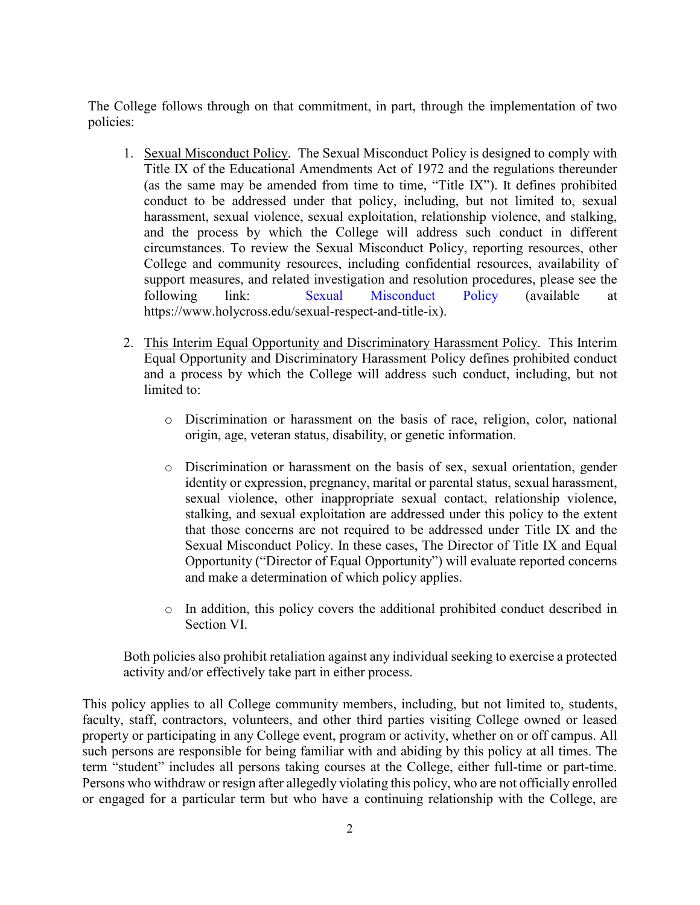The College follows through on that commitment, in part, through the implementation of two policies:

1. Sexual Misconduct Policy. The Sexual Misconduct Policy is designed to comply with Title IX of the Educational Amendments Act of 1972 and the regulations thereunder (as the same may be amended from time to time, "Title IX"). It defines prohibited conduct to be addressed under that policy, including, but not limited to, sexual harassment, sexual violence, sexual exploitation, relationship violence, and stalking, and the process by which the College will address such conduct in different circumstances. To review the Sexual Misconduct Policy, reporting resources, other College and community resources, including confidential resources, availability of support measures, and related investigation and resolution procedures, please see the following link: Sexual Misconduct Policy (available at https://www.holycross.edu/sexual-respect-and-title-ix).

2. This Interim Equal Opportunity and Discriminatory Harassment Policy. This Interim Equal Opportunity and Discriminatory Harassment Policy defines prohibited conduct and a process by which the College will address such conduct, including, but not limited to:

   - Discrimination or harassment on the basis of race, religion, color, national origin, age, veteran status, disability, or genetic information.

   - Discrimination or harassment on the basis of sex, sexual orientation, gender identity or expression, pregnancy, marital or parental status, sexual harassment, sexual violence, other inappropriate sexual contact, relationship violence, stalking, and sexual exploitation are addressed under this policy to the extent that those concerns are not required to be addressed under Title IX and the Sexual Misconduct Policy. In these cases, The Director of Title IX and Equal Opportunity ("Director of Equal Opportunity") will evaluate reported concerns and make a determination of which policy applies.

   - In addition, this policy covers the additional prohibited conduct described in Section VI.

   Both policies also prohibit retaliation against any individual seeking to exercise a protected activity and/or effectively take part in either process.

This policy applies to all College community members, including, but not limited to, students, faculty, staff, contractors, volunteers, and other third parties visiting College owned or leased property or participating in any College event, program or activity, whether on or off campus. All such persons are responsible for being familiar with and abiding by this policy at all times. The term "student" includes all persons taking courses at the College, either full-time or part-time. Persons who withdraw or resign after allegedly violating this policy, who are not officially enrolled or engaged for a particular term but who have a continuing relationship with the College, are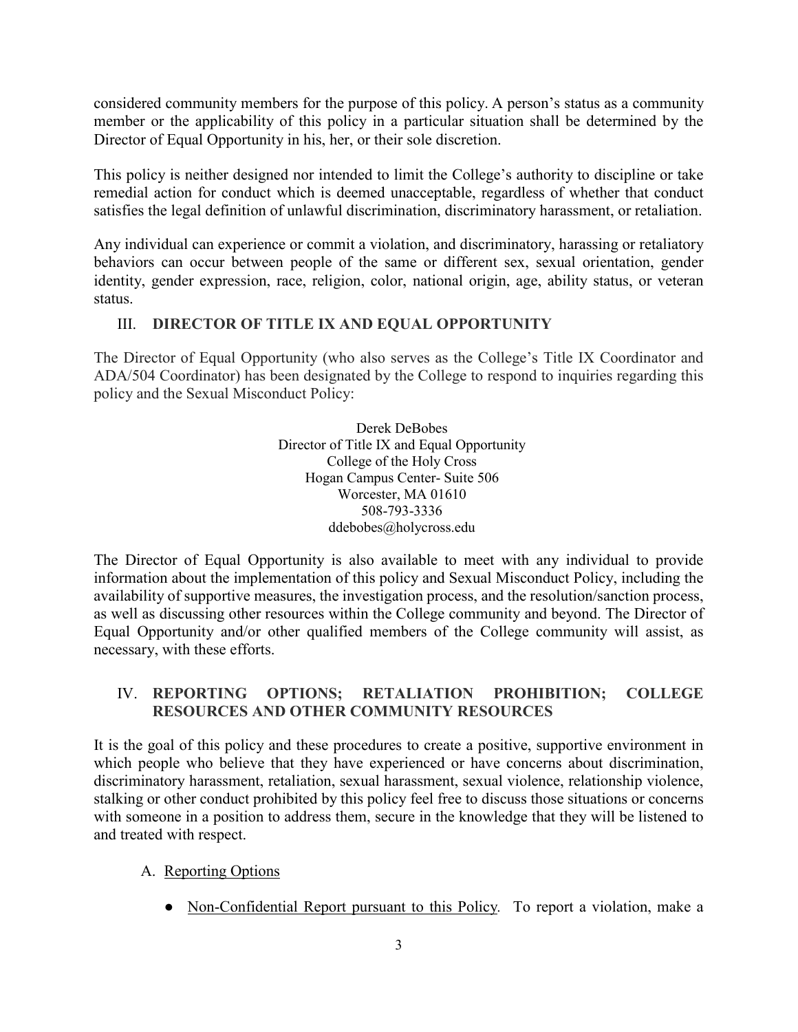considered community members for the purpose of this policy. A person's status as a community member or the applicability of this policy in a particular situation shall be determined by the Director of Equal Opportunity in his, her, or their sole discretion.

This policy is neither designed nor intended to limit the College's authority to discipline or take remedial action for conduct which is deemed unacceptable, regardless of whether that conduct satisfies the legal definition of unlawful discrimination, discriminatory harassment, or retaliation.

Any individual can experience or commit a violation, and discriminatory, harassing or retaliatory behaviors can occur between people of the same or different sex, sexual orientation, gender identity, gender expression, race, religion, color, national origin, age, ability status, or veteran status.

## III. DIRECTOR OF TITLE IX AND EQUAL OPPORTUNITY

The Director of Equal Opportunity (who also serves as the College's Title IX Coordinator and ADA/504 Coordinator) has been designated by the College to respond to inquiries regarding this policy and the Sexual Misconduct Policy:

Derek DeBobes
Director of Title IX and Equal Opportunity
College of the Holy Cross
Hogan Campus Center- Suite 506
Worcester, MA 01610
508-793-3336
ddebobes@holycross.edu

The Director of Equal Opportunity is also available to meet with any individual to provide information about the implementation of this policy and Sexual Misconduct Policy, including the availability of supportive measures, the investigation process, and the resolution/sanction process, as well as discussing other resources within the College community and beyond. The Director of Equal Opportunity and/or other qualified members of the College community will assist, as necessary, with these efforts.

## IV. REPORTING OPTIONS; RETALIATION PROHIBITION; COLLEGE RESOURCES AND OTHER COMMUNITY RESOURCES

It is the goal of this policy and these procedures to create a positive, supportive environment in which people who believe that they have experienced or have concerns about discrimination, discriminatory harassment, retaliation, sexual harassment, sexual violence, relationship violence, stalking or other conduct prohibited by this policy feel free to discuss those situations or concerns with someone in a position to address them, secure in the knowledge that they will be listened to and treated with respect.

### A. Reporting Options

- Non-Confidential Report pursuant to this Policy. To report a violation, make a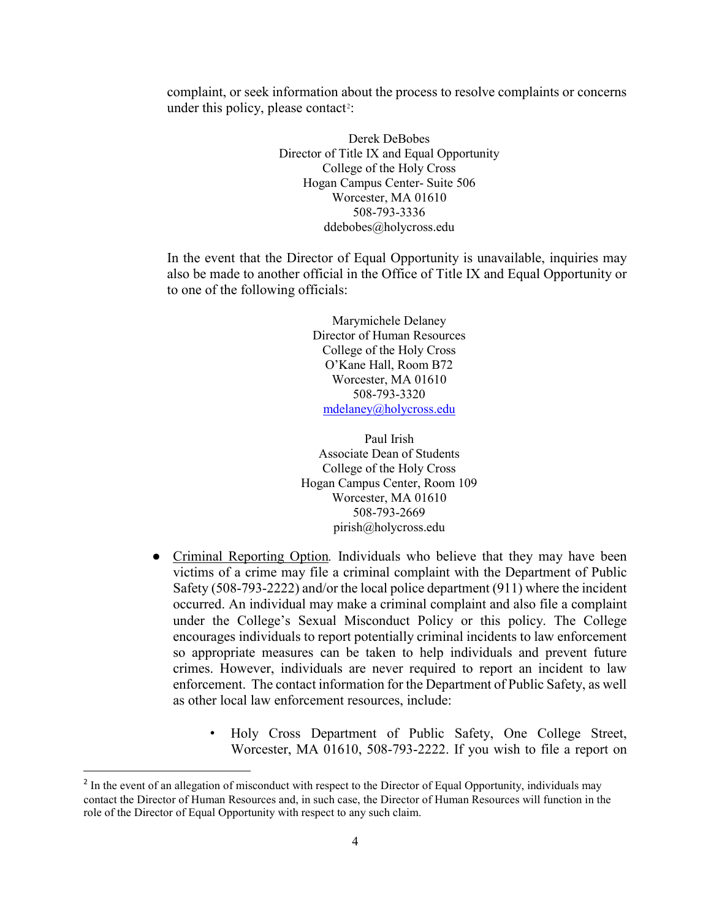complaint, or seek information about the process to resolve complaints or concerns under this policy, please contact[2]:

Derek DeBobes
Director of Title IX and Equal Opportunity
College of the Holy Cross
Hogan Campus Center- Suite 506
Worcester, MA 01610
508-793-3336
ddebobes@holycross.edu

In the event that the Director of Equal Opportunity is unavailable, inquiries may also be made to another official in the Office of Title IX and Equal Opportunity or to one of the following officials:

Marymichele Delaney
Director of Human Resources
College of the Holy Cross
O'Kane Hall, Room B72
Worcester, MA 01610
508-793-3320
mdelaney@holycross.edu

Paul Irish
Associate Dean of Students
College of the Holy Cross
Hogan Campus Center, Room 109
Worcester, MA 01610
508-793-2669
pirish@holycross.edu

- Criminal Reporting Option. Individuals who believe that they may have been victims of a crime may file a criminal complaint with the Department of Public Safety (508-793-2222) and/or the local police department (911) where the incident occurred. An individual may make a criminal complaint and also file a complaint under the College's Sexual Misconduct Policy or this policy. The College encourages individuals to report potentially criminal incidents to law enforcement so appropriate measures can be taken to help individuals and prevent future crimes. However, individuals are never required to report an incident to law enforcement. The contact information for the Department of Public Safety, as well as other local law enforcement resources, include:
    - Holy Cross Department of Public Safety, One College Street, Worcester, MA 01610, 508-793-2222. If you wish to file a report on

[2] In the event of an allegation of misconduct with respect to the Director of Equal Opportunity, individuals may contact the Director of Human Resources and, in such case, the Director of Human Resources will function in the role of the Director of Equal Opportunity with respect to any such claim.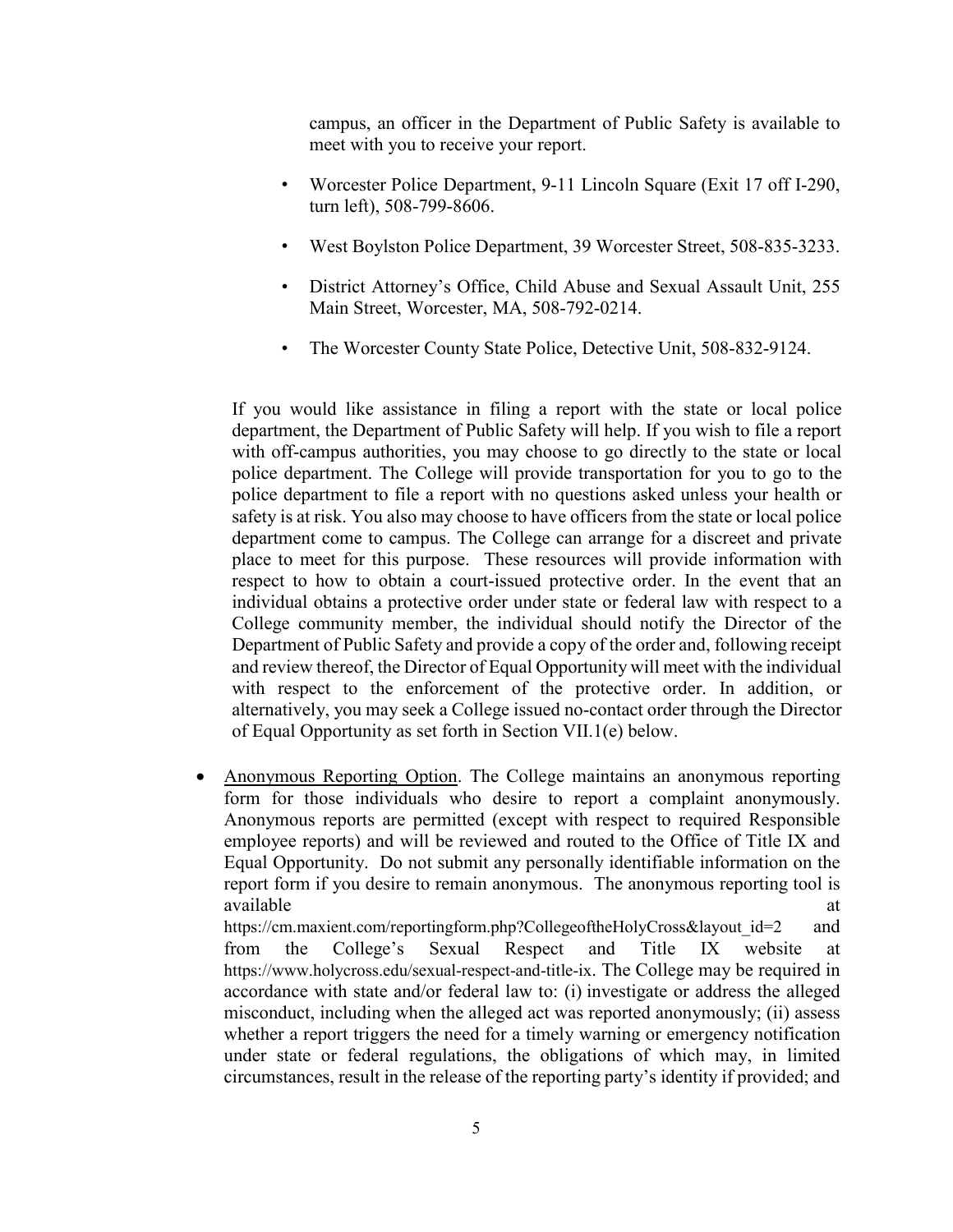campus, an officer in the Department of Public Safety is available to meet with you to receive your report.

- Worcester Police Department, 9-11 Lincoln Square (Exit 17 off I-290, turn left), 508-799-8606.
- West Boylston Police Department, 39 Worcester Street, 508-835-3233.
- District Attorney's Office, Child Abuse and Sexual Assault Unit, 255 Main Street, Worcester, MA, 508-792-0214.
- The Worcester County State Police, Detective Unit, 508-832-9124.

If you would like assistance in filing a report with the state or local police department, the Department of Public Safety will help. If you wish to file a report with off-campus authorities, you may choose to go directly to the state or local police department. The College will provide transportation for you to go to the police department to file a report with no questions asked unless your health or safety is at risk. You also may choose to have officers from the state or local police department come to campus. The College can arrange for a discreet and private place to meet for this purpose. These resources will provide information with respect to how to obtain a court-issued protective order. In the event that an individual obtains a protective order under state or federal law with respect to a College community member, the individual should notify the Director of the Department of Public Safety and provide a copy of the order and, following receipt and review thereof, the Director of Equal Opportunity will meet with the individual with respect to the enforcement of the protective order. In addition, or alternatively, you may seek a College issued no-contact order through the Director of Equal Opportunity as set forth in Section VII.1(e) below.

- Anonymous Reporting Option. The College maintains an anonymous reporting form for those individuals who desire to report a complaint anonymously. Anonymous reports are permitted (except with respect to required Responsible employee reports) and will be reviewed and routed to the Office of Title IX and Equal Opportunity. Do not submit any personally identifiable information on the report form if you desire to remain anonymous. The anonymous reporting tool is available at https://cm.maxient.com/reportingform.php?CollegeoftheHolyCross&layout_id=2 and from the College's Sexual Respect and Title IX website at https://www.holycross.edu/sexual-respect-and-title-ix. The College may be required in accordance with state and/or federal law to: (i) investigate or address the alleged misconduct, including when the alleged act was reported anonymously; (ii) assess whether a report triggers the need for a timely warning or emergency notification under state or federal regulations, the obligations of which may, in limited circumstances, result in the release of the reporting party's identity if provided; and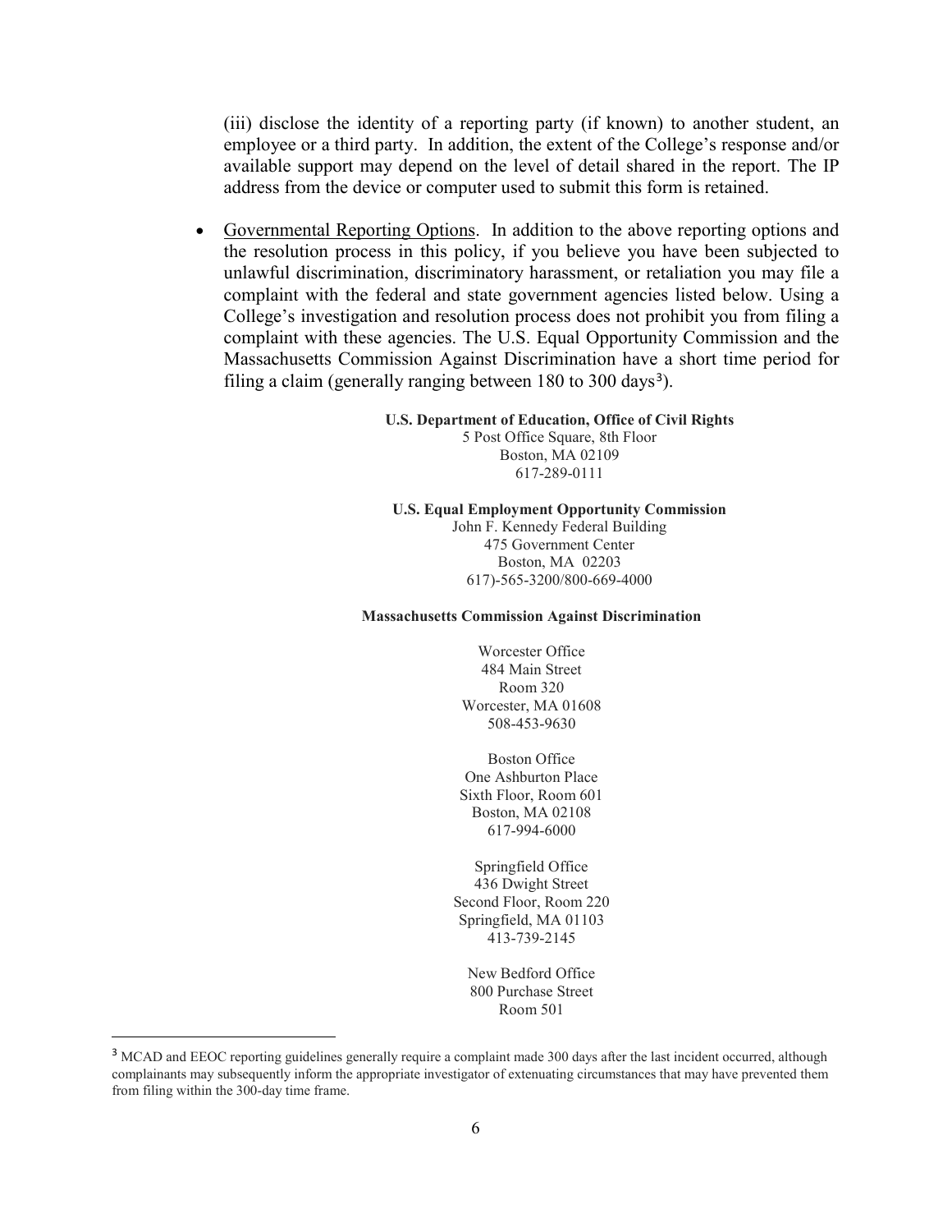(iii) disclose the identity of a reporting party (if known) to another student, an employee or a third party. In addition, the extent of the College's response and/or available support may depend on the level of detail shared in the report. The IP address from the device or computer used to submit this form is retained.

- Governmental Reporting Options. In addition to the above reporting options and the resolution process in this policy, if you believe you have been subjected to unlawful discrimination, discriminatory harassment, or retaliation you may file a complaint with the federal and state government agencies listed below. Using a College's investigation and resolution process does not prohibit you from filing a complaint with these agencies. The U.S. Equal Opportunity Commission and the Massachusetts Commission Against Discrimination have a short time period for filing a claim (generally ranging between 180 to 300 days[3]).

**U.S. Department of Education, Office of Civil Rights**
5 Post Office Square, 8th Floor
Boston, MA 02109
617-289-0111

**U.S. Equal Employment Opportunity Commission**
John F. Kennedy Federal Building
475 Government Center
Boston, MA 02203
617)-565-3200/800-669-4000

**Massachusetts Commission Against Discrimination**

Worcester Office
484 Main Street
Room 320
Worcester, MA 01608
508-453-9630

Boston Office
One Ashburton Place
Sixth Floor, Room 601
Boston, MA 02108
617-994-6000

Springfield Office
436 Dwight Street
Second Floor, Room 220
Springfield, MA 01103
413-739-2145

New Bedford Office
800 Purchase Street
Room 501

[3] MCAD and EEOC reporting guidelines generally require a complaint made 300 days after the last incident occurred, although complainants may subsequently inform the appropriate investigator of extenuating circumstances that may have prevented them from filing within the 300-day time frame.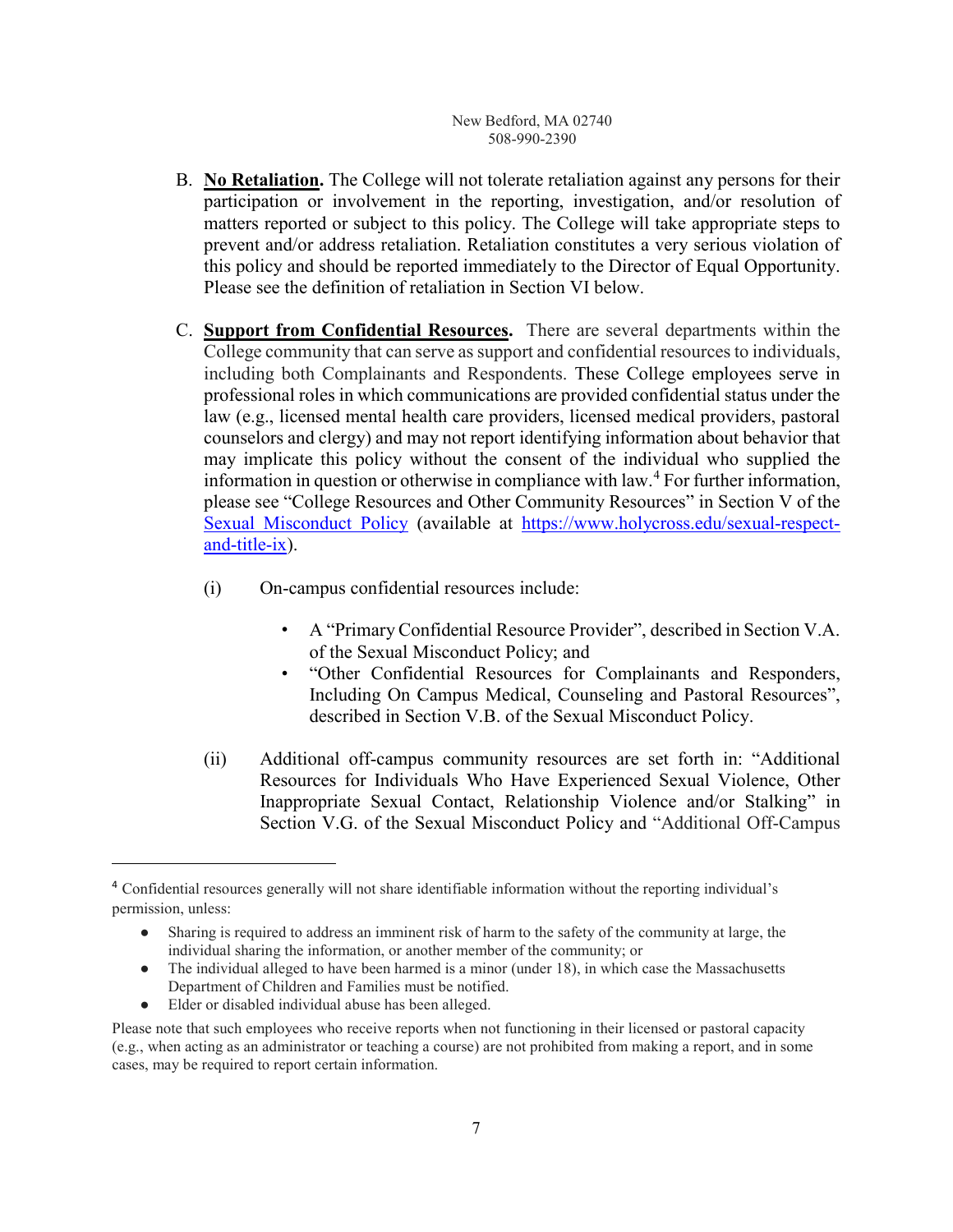New Bedford, MA 02740
508-990-2390

B. **No Retaliation.** The College will not tolerate retaliation against any persons for their participation or involvement in the reporting, investigation, and/or resolution of matters reported or subject to this policy. The College will take appropriate steps to prevent and/or address retaliation. Retaliation constitutes a very serious violation of this policy and should be reported immediately to the Director of Equal Opportunity. Please see the definition of retaliation in Section VI below.

C. **Support from Confidential Resources.** There are several departments within the College community that can serve as support and confidential resources to individuals, including both Complainants and Respondents. These College employees serve in professional roles in which communications are provided confidential status under the law (e.g., licensed mental health care providers, licensed medical providers, pastoral counselors and clergy) and may not report identifying information about behavior that may implicate this policy without the consent of the individual who supplied the information in question or otherwise in compliance with law.[4] For further information, please see "College Resources and Other Community Resources" in Section V of the [Sexual Misconduct Policy](https://www.holycross.edu/sexual-respect-and-title-ix) (available at https://www.holycross.edu/sexual-respect-and-title-ix).

(i) On-campus confidential resources include:

- A "Primary Confidential Resource Provider", described in Section V.A. of the Sexual Misconduct Policy; and
- "Other Confidential Resources for Complainants and Responders, Including On Campus Medical, Counseling and Pastoral Resources", described in Section V.B. of the Sexual Misconduct Policy.

(ii) Additional off-campus community resources are set forth in: "Additional Resources for Individuals Who Have Experienced Sexual Violence, Other Inappropriate Sexual Contact, Relationship Violence and/or Stalking" in Section V.G. of the Sexual Misconduct Policy and "Additional Off-Campus

---

[4] Confidential resources generally will not share identifiable information without the reporting individual's permission, unless:

- Sharing is required to address an imminent risk of harm to the safety of the community at large, the individual sharing the information, or another member of the community; or
- The individual alleged to have been harmed is a minor (under 18), in which case the Massachusetts Department of Children and Families must be notified.
- Elder or disabled individual abuse has been alleged.

Please note that such employees who receive reports when not functioning in their licensed or pastoral capacity (e.g., when acting as an administrator or teaching a course) are not prohibited from making a report, and in some cases, may be required to report certain information.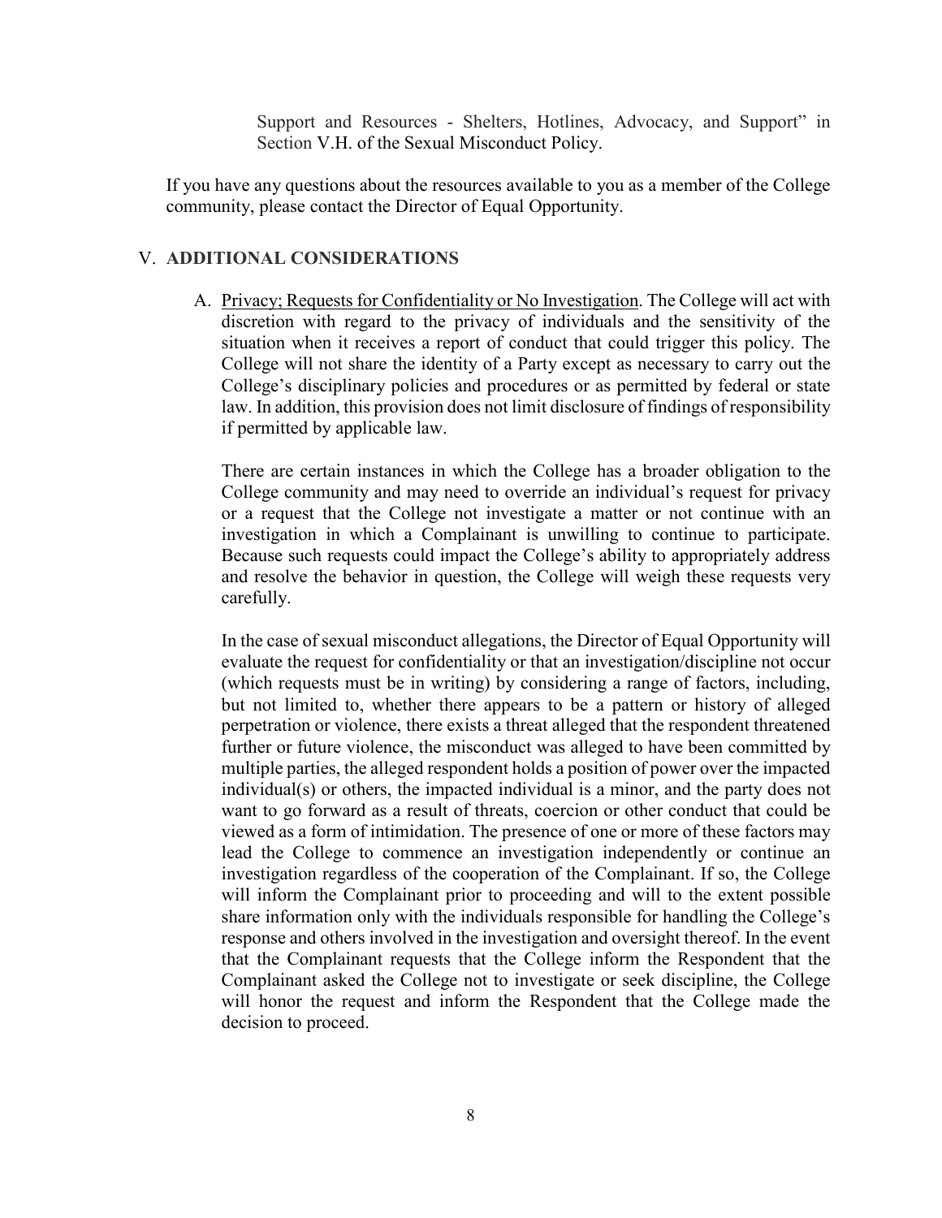Support and Resources - Shelters, Hotlines, Advocacy, and Support" in Section V.H. of the Sexual Misconduct Policy.

If you have any questions about the resources available to you as a member of the College community, please contact the Director of Equal Opportunity.

## V. ADDITIONAL CONSIDERATIONS

A. <u>Privacy; Requests for Confidentiality or No Investigation</u>. The College will act with discretion with regard to the privacy of individuals and the sensitivity of the situation when it receives a report of conduct that could trigger this policy. The College will not share the identity of a Party except as necessary to carry out the College's disciplinary policies and procedures or as permitted by federal or state law. In addition, this provision does not limit disclosure of findings of responsibility if permitted by applicable law.

There are certain instances in which the College has a broader obligation to the College community and may need to override an individual's request for privacy or a request that the College not investigate a matter or not continue with an investigation in which a Complainant is unwilling to continue to participate. Because such requests could impact the College's ability to appropriately address and resolve the behavior in question, the College will weigh these requests very carefully.

In the case of sexual misconduct allegations, the Director of Equal Opportunity will evaluate the request for confidentiality or that an investigation/discipline not occur (which requests must be in writing) by considering a range of factors, including, but not limited to, whether there appears to be a pattern or history of alleged perpetration or violence, there exists a threat alleged that the respondent threatened further or future violence, the misconduct was alleged to have been committed by multiple parties, the alleged respondent holds a position of power over the impacted individual(s) or others, the impacted individual is a minor, and the party does not want to go forward as a result of threats, coercion or other conduct that could be viewed as a form of intimidation. The presence of one or more of these factors may lead the College to commence an investigation independently or continue an investigation regardless of the cooperation of the Complainant. If so, the College will inform the Complainant prior to proceeding and will to the extent possible share information only with the individuals responsible for handling the College's response and others involved in the investigation and oversight thereof. In the event that the Complainant requests that the College inform the Respondent that the Complainant asked the College not to investigate or seek discipline, the College will honor the request and inform the Respondent that the College made the decision to proceed.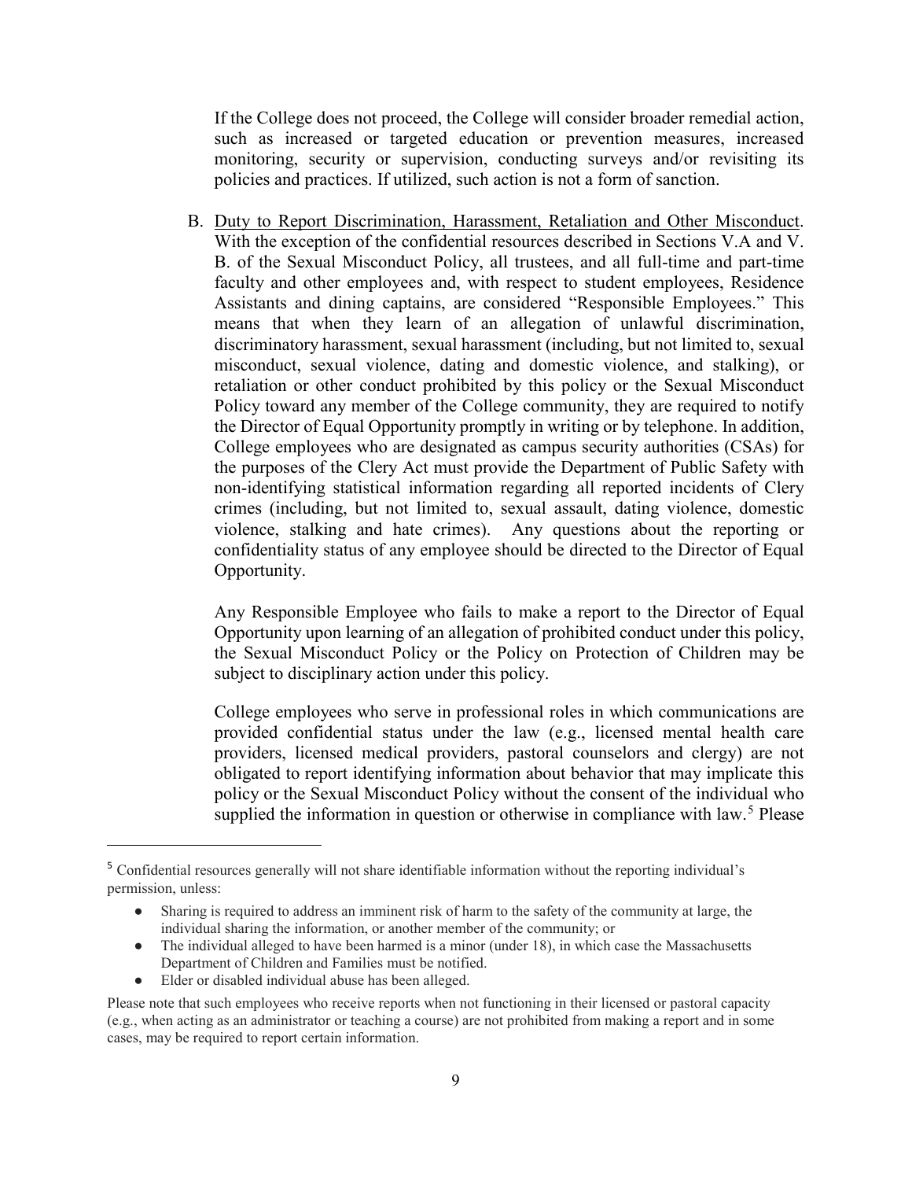If the College does not proceed, the College will consider broader remedial action, such as increased or targeted education or prevention measures, increased monitoring, security or supervision, conducting surveys and/or revisiting its policies and practices. If utilized, such action is not a form of sanction.

B. Duty to Report Discrimination, Harassment, Retaliation and Other Misconduct. With the exception of the confidential resources described in Sections V.A and V. B. of the Sexual Misconduct Policy, all trustees, and all full-time and part-time faculty and other employees and, with respect to student employees, Residence Assistants and dining captains, are considered "Responsible Employees." This means that when they learn of an allegation of unlawful discrimination, discriminatory harassment, sexual harassment (including, but not limited to, sexual misconduct, sexual violence, dating and domestic violence, and stalking), or retaliation or other conduct prohibited by this policy or the Sexual Misconduct Policy toward any member of the College community, they are required to notify the Director of Equal Opportunity promptly in writing or by telephone. In addition, College employees who are designated as campus security authorities (CSAs) for the purposes of the Clery Act must provide the Department of Public Safety with non-identifying statistical information regarding all reported incidents of Clery crimes (including, but not limited to, sexual assault, dating violence, domestic violence, stalking and hate crimes). Any questions about the reporting or confidentiality status of any employee should be directed to the Director of Equal Opportunity.

   Any Responsible Employee who fails to make a report to the Director of Equal Opportunity upon learning of an allegation of prohibited conduct under this policy, the Sexual Misconduct Policy or the Policy on Protection of Children may be subject to disciplinary action under this policy.

   College employees who serve in professional roles in which communications are provided confidential status under the law (e.g., licensed mental health care providers, licensed medical providers, pastoral counselors and clergy) are not obligated to report identifying information about behavior that may implicate this policy or the Sexual Misconduct Policy without the consent of the individual who supplied the information in question or otherwise in compliance with law.[5] Please

---

[5] Confidential resources generally will not share identifiable information without the reporting individual's permission, unless:

- Sharing is required to address an imminent risk of harm to the safety of the community at large, the individual sharing the information, or another member of the community; or
- The individual alleged to have been harmed is a minor (under 18), in which case the Massachusetts Department of Children and Families must be notified.
- Elder or disabled individual abuse has been alleged.

Please note that such employees who receive reports when not functioning in their licensed or pastoral capacity (e.g., when acting as an administrator or teaching a course) are not prohibited from making a report and in some cases, may be required to report certain information.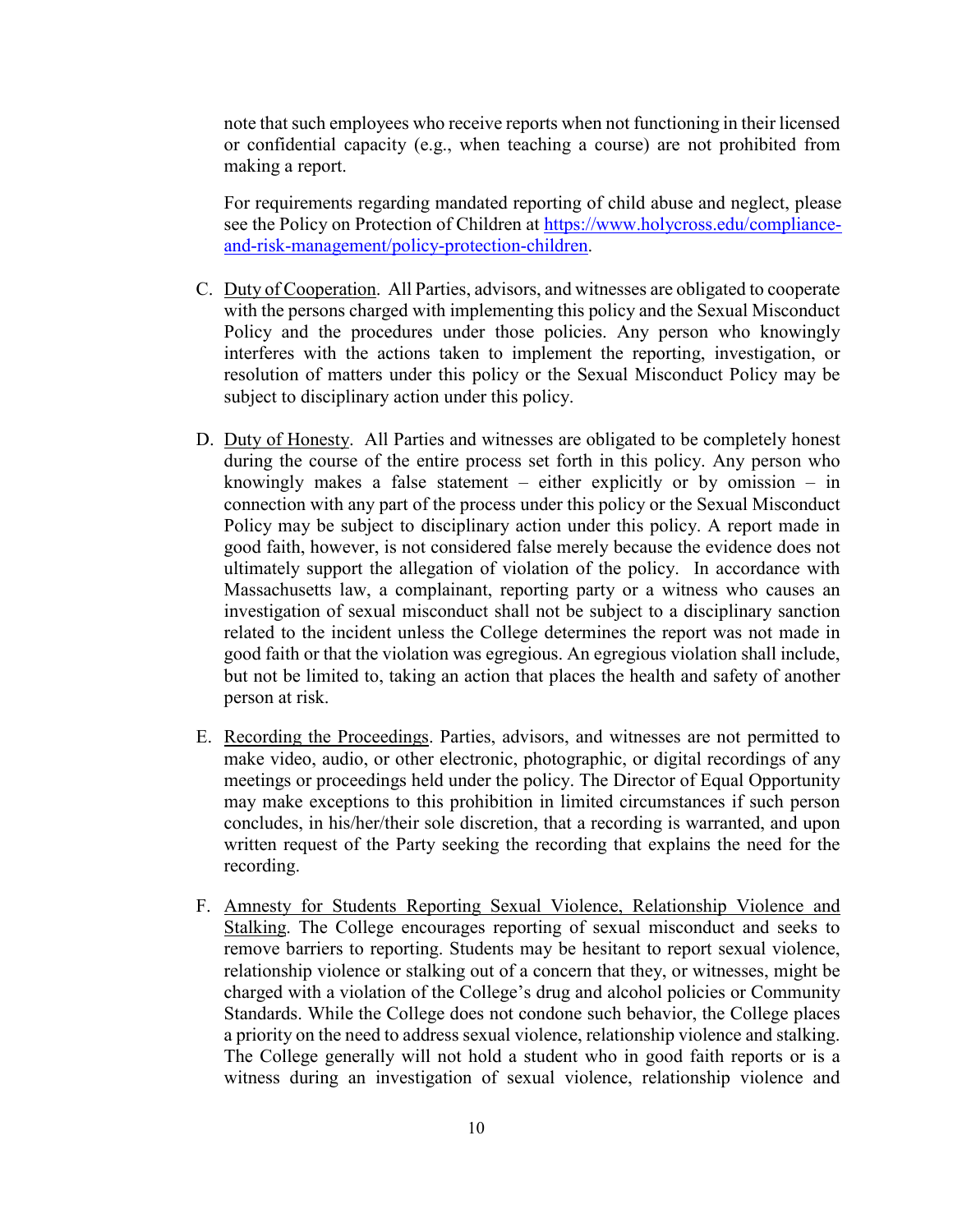note that such employees who receive reports when not functioning in their licensed or confidential capacity (e.g., when teaching a course) are not prohibited from making a report.

For requirements regarding mandated reporting of child abuse and neglect, please see the Policy on Protection of Children at [https://www.holycross.edu/compliance-and-risk-management/policy-protection-children](https://www.holycross.edu/compliance-and-risk-management/policy-protection-children).

C. Duty of Cooperation. All Parties, advisors, and witnesses are obligated to cooperate with the persons charged with implementing this policy and the Sexual Misconduct Policy and the procedures under those policies. Any person who knowingly interferes with the actions taken to implement the reporting, investigation, or resolution of matters under this policy or the Sexual Misconduct Policy may be subject to disciplinary action under this policy.

D. Duty of Honesty. All Parties and witnesses are obligated to be completely honest during the course of the entire process set forth in this policy. Any person who knowingly makes a false statement – either explicitly or by omission – in connection with any part of the process under this policy or the Sexual Misconduct Policy may be subject to disciplinary action under this policy. A report made in good faith, however, is not considered false merely because the evidence does not ultimately support the allegation of violation of the policy. In accordance with Massachusetts law, a complainant, reporting party or a witness who causes an investigation of sexual misconduct shall not be subject to a disciplinary sanction related to the incident unless the College determines the report was not made in good faith or that the violation was egregious. An egregious violation shall include, but not be limited to, taking an action that places the health and safety of another person at risk.

E. Recording the Proceedings. Parties, advisors, and witnesses are not permitted to make video, audio, or other electronic, photographic, or digital recordings of any meetings or proceedings held under the policy. The Director of Equal Opportunity may make exceptions to this prohibition in limited circumstances if such person concludes, in his/her/their sole discretion, that a recording is warranted, and upon written request of the Party seeking the recording that explains the need for the recording.

F. Amnesty for Students Reporting Sexual Violence, Relationship Violence and Stalking. The College encourages reporting of sexual misconduct and seeks to remove barriers to reporting. Students may be hesitant to report sexual violence, relationship violence or stalking out of a concern that they, or witnesses, might be charged with a violation of the College's drug and alcohol policies or Community Standards. While the College does not condone such behavior, the College places a priority on the need to address sexual violence, relationship violence and stalking. The College generally will not hold a student who in good faith reports or is a witness during an investigation of sexual violence, relationship violence and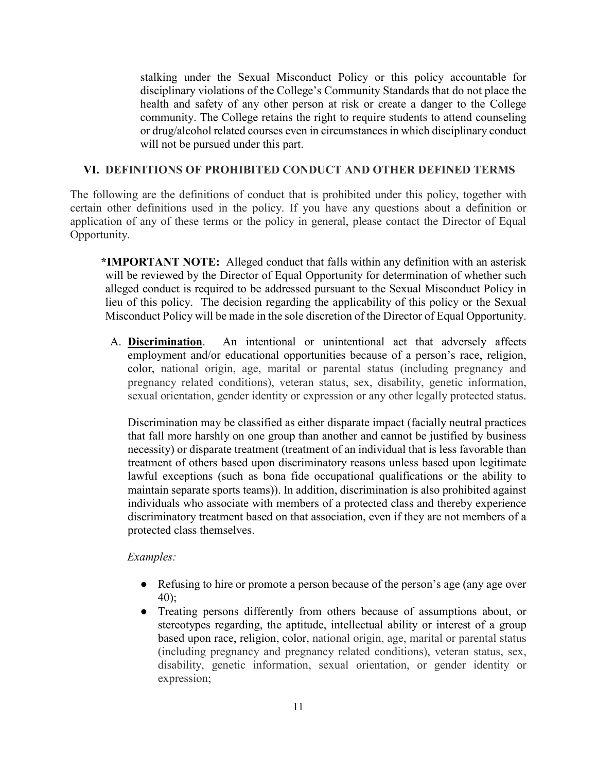stalking under the Sexual Misconduct Policy or this policy accountable for disciplinary violations of the College's Community Standards that do not place the health and safety of any other person at risk or create a danger to the College community. The College retains the right to require students to attend counseling or drug/alcohol related courses even in circumstances in which disciplinary conduct will not be pursued under this part.

## VI. DEFINITIONS OF PROHIBITED CONDUCT AND OTHER DEFINED TERMS

The following are the definitions of conduct that is prohibited under this policy, together with certain other definitions used in the policy. If you have any questions about a definition or application of any of these terms or the policy in general, please contact the Director of Equal Opportunity.

**\*IMPORTANT NOTE:** Alleged conduct that falls within any definition with an asterisk will be reviewed by the Director of Equal Opportunity for determination of whether such alleged conduct is required to be addressed pursuant to the Sexual Misconduct Policy in lieu of this policy. The decision regarding the applicability of this policy or the Sexual Misconduct Policy will be made in the sole discretion of the Director of Equal Opportunity.

A. **Discrimination**. An intentional or unintentional act that adversely affects employment and/or educational opportunities because of a person's race, religion, color, national origin, age, marital or parental status (including pregnancy and pregnancy related conditions), veteran status, sex, disability, genetic information, sexual orientation, gender identity or expression or any other legally protected status.

Discrimination may be classified as either disparate impact (facially neutral practices that fall more harshly on one group than another and cannot be justified by business necessity) or disparate treatment (treatment of an individual that is less favorable than treatment of others based upon discriminatory reasons unless based upon legitimate lawful exceptions (such as bona fide occupational qualifications or the ability to maintain separate sports teams)). In addition, discrimination is also prohibited against individuals who associate with members of a protected class and thereby experience discriminatory treatment based on that association, even if they are not members of a protected class themselves.

*Examples:*

- Refusing to hire or promote a person because of the person's age (any age over 40);
- Treating persons differently from others because of assumptions about, or stereotypes regarding, the aptitude, intellectual ability or interest of a group based upon race, religion, color, national origin, age, marital or parental status (including pregnancy and pregnancy related conditions), veteran status, sex, disability, genetic information, sexual orientation, or gender identity or expression;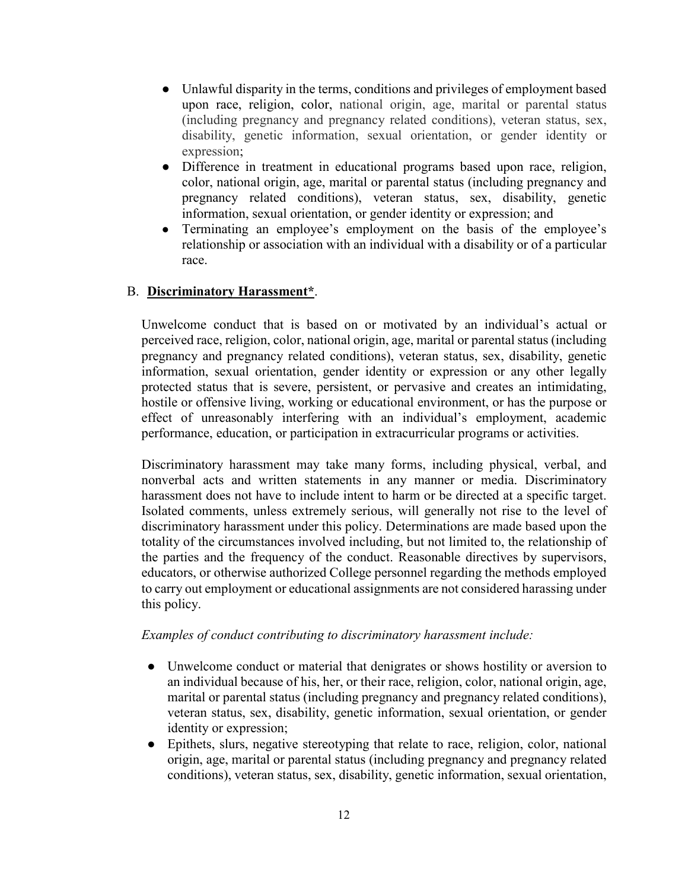- Unlawful disparity in the terms, conditions and privileges of employment based upon race, religion, color, national origin, age, marital or parental status (including pregnancy and pregnancy related conditions), veteran status, sex, disability, genetic information, sexual orientation, or gender identity or expression;
- Difference in treatment in educational programs based upon race, religion, color, national origin, age, marital or parental status (including pregnancy and pregnancy related conditions), veteran status, sex, disability, genetic information, sexual orientation, or gender identity or expression; and
- Terminating an employee's employment on the basis of the employee's relationship or association with an individual with a disability or of a particular race.

B. **Discriminatory Harassment***.

Unwelcome conduct that is based on or motivated by an individual's actual or perceived race, religion, color, national origin, age, marital or parental status (including pregnancy and pregnancy related conditions), veteran status, sex, disability, genetic information, sexual orientation, gender identity or expression or any other legally protected status that is severe, persistent, or pervasive and creates an intimidating, hostile or offensive living, working or educational environment, or has the purpose or effect of unreasonably interfering with an individual's employment, academic performance, education, or participation in extracurricular programs or activities.

Discriminatory harassment may take many forms, including physical, verbal, and nonverbal acts and written statements in any manner or media. Discriminatory harassment does not have to include intent to harm or be directed at a specific target. Isolated comments, unless extremely serious, will generally not rise to the level of discriminatory harassment under this policy. Determinations are made based upon the totality of the circumstances involved including, but not limited to, the relationship of the parties and the frequency of the conduct. Reasonable directives by supervisors, educators, or otherwise authorized College personnel regarding the methods employed to carry out employment or educational assignments are not considered harassing under this policy.

*Examples of conduct contributing to discriminatory harassment include:*

- Unwelcome conduct or material that denigrates or shows hostility or aversion to an individual because of his, her, or their race, religion, color, national origin, age, marital or parental status (including pregnancy and pregnancy related conditions), veteran status, sex, disability, genetic information, sexual orientation, or gender identity or expression;
- Epithets, slurs, negative stereotyping that relate to race, religion, color, national origin, age, marital or parental status (including pregnancy and pregnancy related conditions), veteran status, sex, disability, genetic information, sexual orientation,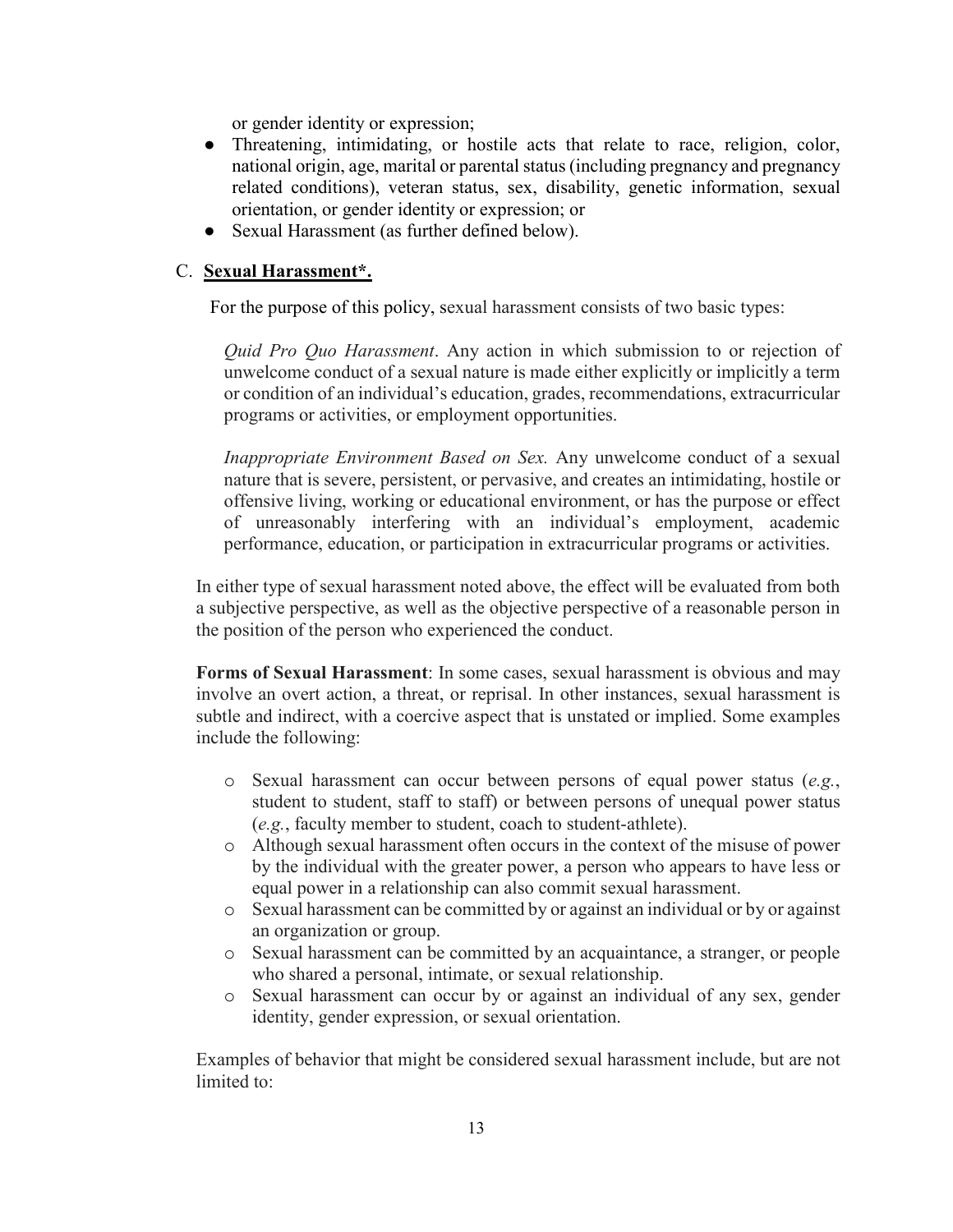or gender identity or expression;

- Threatening, intimidating, or hostile acts that relate to race, religion, color, national origin, age, marital or parental status (including pregnancy and pregnancy related conditions), veteran status, sex, disability, genetic information, sexual orientation, or gender identity or expression; or
- Sexual Harassment (as further defined below).

### C. **Sexual Harassment*.**

For the purpose of this policy, sexual harassment consists of two basic types:

*Quid Pro Quo Harassment*. Any action in which submission to or rejection of unwelcome conduct of a sexual nature is made either explicitly or implicitly a term or condition of an individual's education, grades, recommendations, extracurricular programs or activities, or employment opportunities.

*Inappropriate Environment Based on Sex.* Any unwelcome conduct of a sexual nature that is severe, persistent, or pervasive, and creates an intimidating, hostile or offensive living, working or educational environment, or has the purpose or effect of unreasonably interfering with an individual's employment, academic performance, education, or participation in extracurricular programs or activities.

In either type of sexual harassment noted above, the effect will be evaluated from both a subjective perspective, as well as the objective perspective of a reasonable person in the position of the person who experienced the conduct.

**Forms of Sexual Harassment**: In some cases, sexual harassment is obvious and may involve an overt action, a threat, or reprisal. In other instances, sexual harassment is subtle and indirect, with a coercive aspect that is unstated or implied. Some examples include the following:

- Sexual harassment can occur between persons of equal power status (*e.g.*, student to student, staff to staff) or between persons of unequal power status (*e.g.*, faculty member to student, coach to student-athlete).
- Although sexual harassment often occurs in the context of the misuse of power by the individual with the greater power, a person who appears to have less or equal power in a relationship can also commit sexual harassment.
- Sexual harassment can be committed by or against an individual or by or against an organization or group.
- Sexual harassment can be committed by an acquaintance, a stranger, or people who shared a personal, intimate, or sexual relationship.
- Sexual harassment can occur by or against an individual of any sex, gender identity, gender expression, or sexual orientation.

Examples of behavior that might be considered sexual harassment include, but are not limited to: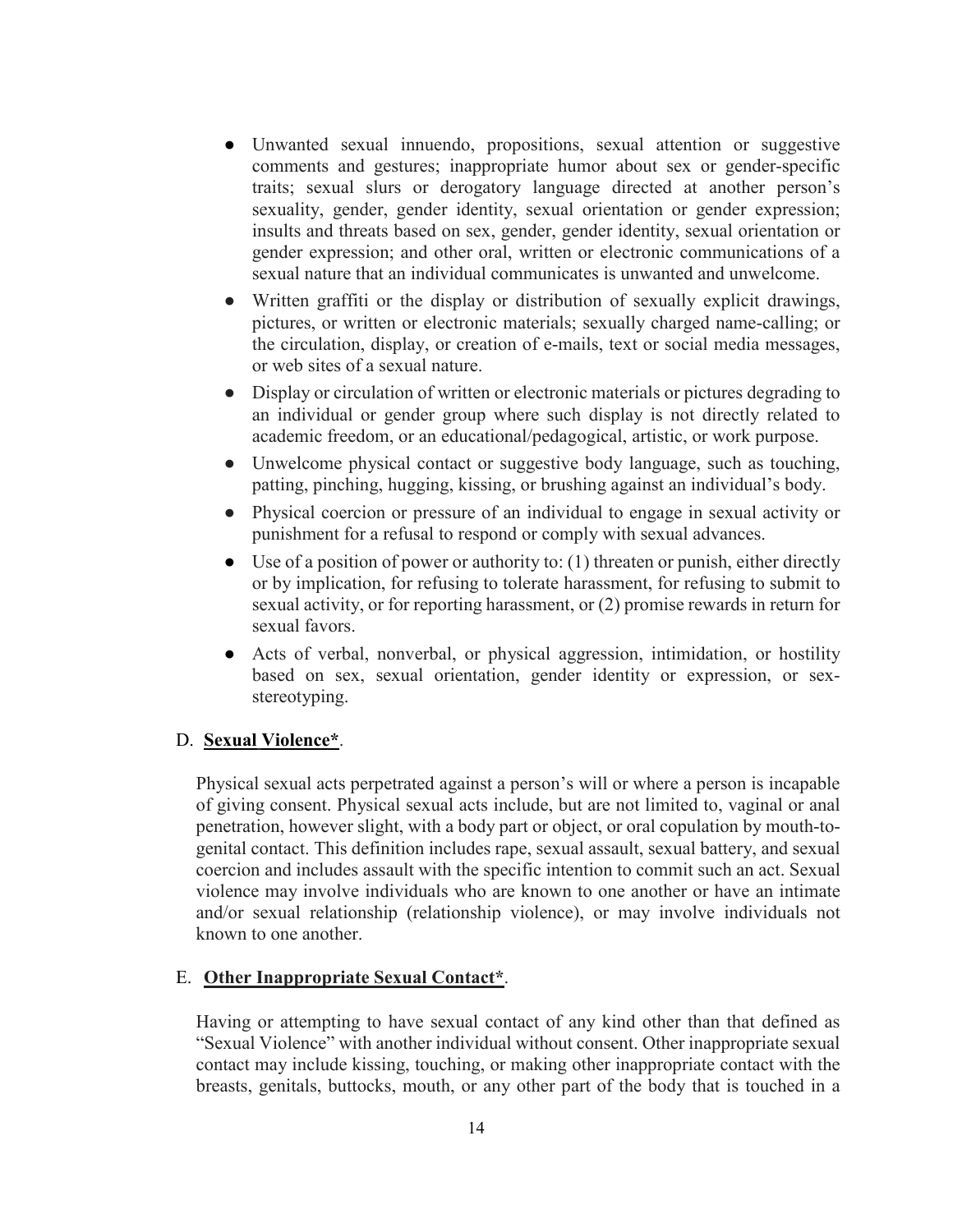- Unwanted sexual innuendo, propositions, sexual attention or suggestive comments and gestures; inappropriate humor about sex or gender-specific traits; sexual slurs or derogatory language directed at another person's sexuality, gender, gender identity, sexual orientation or gender expression; insults and threats based on sex, gender, gender identity, sexual orientation or gender expression; and other oral, written or electronic communications of a sexual nature that an individual communicates is unwanted and unwelcome.
- Written graffiti or the display or distribution of sexually explicit drawings, pictures, or written or electronic materials; sexually charged name-calling; or the circulation, display, or creation of e-mails, text or social media messages, or web sites of a sexual nature.
- Display or circulation of written or electronic materials or pictures degrading to an individual or gender group where such display is not directly related to academic freedom, or an educational/pedagogical, artistic, or work purpose.
- Unwelcome physical contact or suggestive body language, such as touching, patting, pinching, hugging, kissing, or brushing against an individual's body.
- Physical coercion or pressure of an individual to engage in sexual activity or punishment for a refusal to respond or comply with sexual advances.
- Use of a position of power or authority to: (1) threaten or punish, either directly or by implication, for refusing to tolerate harassment, for refusing to submit to sexual activity, or for reporting harassment, or (2) promise rewards in return for sexual favors.
- Acts of verbal, nonverbal, or physical aggression, intimidation, or hostility based on sex, sexual orientation, gender identity or expression, or sex-stereotyping.

D. **Sexual Violence***.

Physical sexual acts perpetrated against a person's will or where a person is incapable of giving consent. Physical sexual acts include, but are not limited to, vaginal or anal penetration, however slight, with a body part or object, or oral copulation by mouth-to-genital contact. This definition includes rape, sexual assault, sexual battery, and sexual coercion and includes assault with the specific intention to commit such an act. Sexual violence may involve individuals who are known to one another or have an intimate and/or sexual relationship (relationship violence), or may involve individuals not known to one another.

E. **Other Inappropriate Sexual Contact***.

Having or attempting to have sexual contact of any kind other than that defined as "Sexual Violence" with another individual without consent. Other inappropriate sexual contact may include kissing, touching, or making other inappropriate contact with the breasts, genitals, buttocks, mouth, or any other part of the body that is touched in a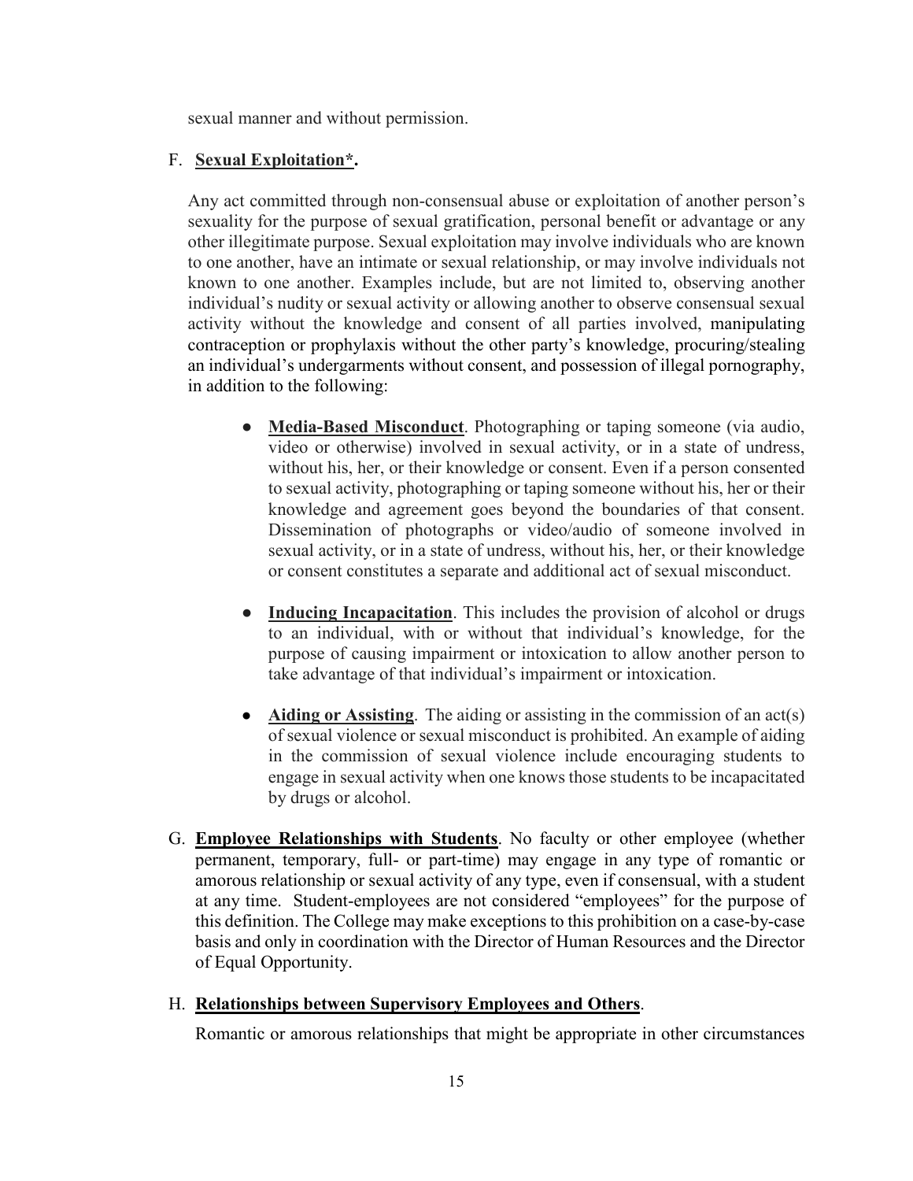sexual manner and without permission.

F. **Sexual Exploitation*.**

Any act committed through non-consensual abuse or exploitation of another person's sexuality for the purpose of sexual gratification, personal benefit or advantage or any other illegitimate purpose. Sexual exploitation may involve individuals who are known to one another, have an intimate or sexual relationship, or may involve individuals not known to one another. Examples include, but are not limited to, observing another individual's nudity or sexual activity or allowing another to observe consensual sexual activity without the knowledge and consent of all parties involved, manipulating contraception or prophylaxis without the other party's knowledge, procuring/stealing an individual's undergarments without consent, and possession of illegal pornography, in addition to the following:

- **Media-Based Misconduct**. Photographing or taping someone (via audio, video or otherwise) involved in sexual activity, or in a state of undress, without his, her, or their knowledge or consent. Even if a person consented to sexual activity, photographing or taping someone without his, her or their knowledge and agreement goes beyond the boundaries of that consent. Dissemination of photographs or video/audio of someone involved in sexual activity, or in a state of undress, without his, her, or their knowledge or consent constitutes a separate and additional act of sexual misconduct.

- **Inducing Incapacitation**. This includes the provision of alcohol or drugs to an individual, with or without that individual's knowledge, for the purpose of causing impairment or intoxication to allow another person to take advantage of that individual's impairment or intoxication.

- **Aiding or Assisting**. The aiding or assisting in the commission of an act(s) of sexual violence or sexual misconduct is prohibited. An example of aiding in the commission of sexual violence include encouraging students to engage in sexual activity when one knows those students to be incapacitated by drugs or alcohol.

G. **Employee Relationships with Students**. No faculty or other employee (whether permanent, temporary, full- or part-time) may engage in any type of romantic or amorous relationship or sexual activity of any type, even if consensual, with a student at any time. Student-employees are not considered "employees" for the purpose of this definition. The College may make exceptions to this prohibition on a case-by-case basis and only in coordination with the Director of Human Resources and the Director of Equal Opportunity.

H. **Relationships between Supervisory Employees and Others**.

Romantic or amorous relationships that might be appropriate in other circumstances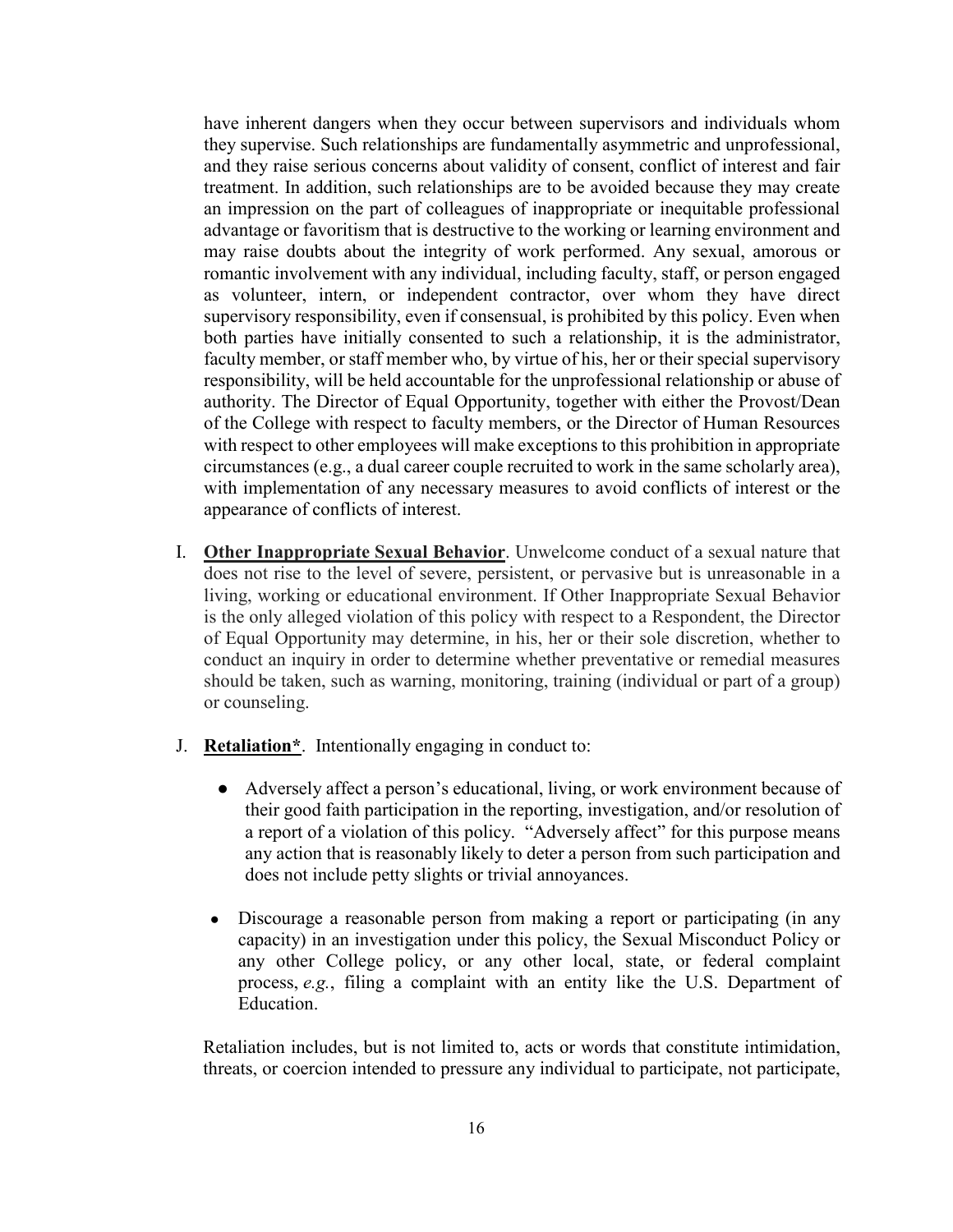have inherent dangers when they occur between supervisors and individuals whom they supervise. Such relationships are fundamentally asymmetric and unprofessional, and they raise serious concerns about validity of consent, conflict of interest and fair treatment. In addition, such relationships are to be avoided because they may create an impression on the part of colleagues of inappropriate or inequitable professional advantage or favoritism that is destructive to the working or learning environment and may raise doubts about the integrity of work performed. Any sexual, amorous or romantic involvement with any individual, including faculty, staff, or person engaged as volunteer, intern, or independent contractor, over whom they have direct supervisory responsibility, even if consensual, is prohibited by this policy. Even when both parties have initially consented to such a relationship, it is the administrator, faculty member, or staff member who, by virtue of his, her or their special supervisory responsibility, will be held accountable for the unprofessional relationship or abuse of authority. The Director of Equal Opportunity, together with either the Provost/Dean of the College with respect to faculty members, or the Director of Human Resources with respect to other employees will make exceptions to this prohibition in appropriate circumstances (e.g., a dual career couple recruited to work in the same scholarly area), with implementation of any necessary measures to avoid conflicts of interest or the appearance of conflicts of interest.

I. **Other Inappropriate Sexual Behavior**. Unwelcome conduct of a sexual nature that does not rise to the level of severe, persistent, or pervasive but is unreasonable in a living, working or educational environment. If Other Inappropriate Sexual Behavior is the only alleged violation of this policy with respect to a Respondent, the Director of Equal Opportunity may determine, in his, her or their sole discretion, whether to conduct an inquiry in order to determine whether preventative or remedial measures should be taken, such as warning, monitoring, training (individual or part of a group) or counseling.

J. **Retaliation***. Intentionally engaging in conduct to:

- Adversely affect a person's educational, living, or work environment because of their good faith participation in the reporting, investigation, and/or resolution of a report of a violation of this policy. "Adversely affect" for this purpose means any action that is reasonably likely to deter a person from such participation and does not include petty slights or trivial annoyances.
- Discourage a reasonable person from making a report or participating (in any capacity) in an investigation under this policy, the Sexual Misconduct Policy or any other College policy, or any other local, state, or federal complaint process, *e.g.*, filing a complaint with an entity like the U.S. Department of Education.

Retaliation includes, but is not limited to, acts or words that constitute intimidation, threats, or coercion intended to pressure any individual to participate, not participate,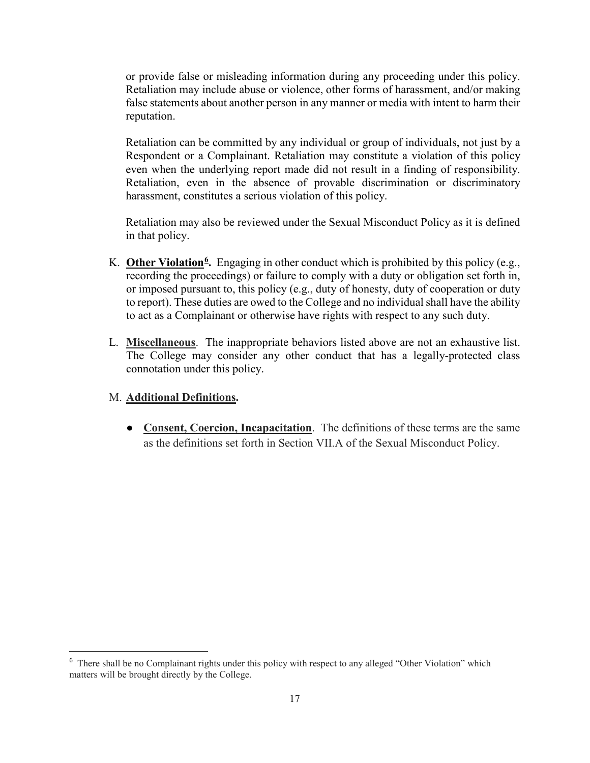or provide false or misleading information during any proceeding under this policy. Retaliation may include abuse or violence, other forms of harassment, and/or making false statements about another person in any manner or media with intent to harm their reputation.

Retaliation can be committed by any individual or group of individuals, not just by a Respondent or a Complainant. Retaliation may constitute a violation of this policy even when the underlying report made did not result in a finding of responsibility. Retaliation, even in the absence of provable discrimination or discriminatory harassment, constitutes a serious violation of this policy.

Retaliation may also be reviewed under the Sexual Misconduct Policy as it is defined in that policy.

K. **Other Violation[6].** Engaging in other conduct which is prohibited by this policy (e.g., recording the proceedings) or failure to comply with a duty or obligation set forth in, or imposed pursuant to, this policy (e.g., duty of honesty, duty of cooperation or duty to report). These duties are owed to the College and no individual shall have the ability to act as a Complainant or otherwise have rights with respect to any such duty.

L. **Miscellaneous**. The inappropriate behaviors listed above are not an exhaustive list. The College may consider any other conduct that has a legally-protected class connotation under this policy.

M. **Additional Definitions.**

- **Consent, Coercion, Incapacitation**. The definitions of these terms are the same as the definitions set forth in Section VII.A of the Sexual Misconduct Policy.

---

[6] There shall be no Complainant rights under this policy with respect to any alleged "Other Violation" which matters will be brought directly by the College.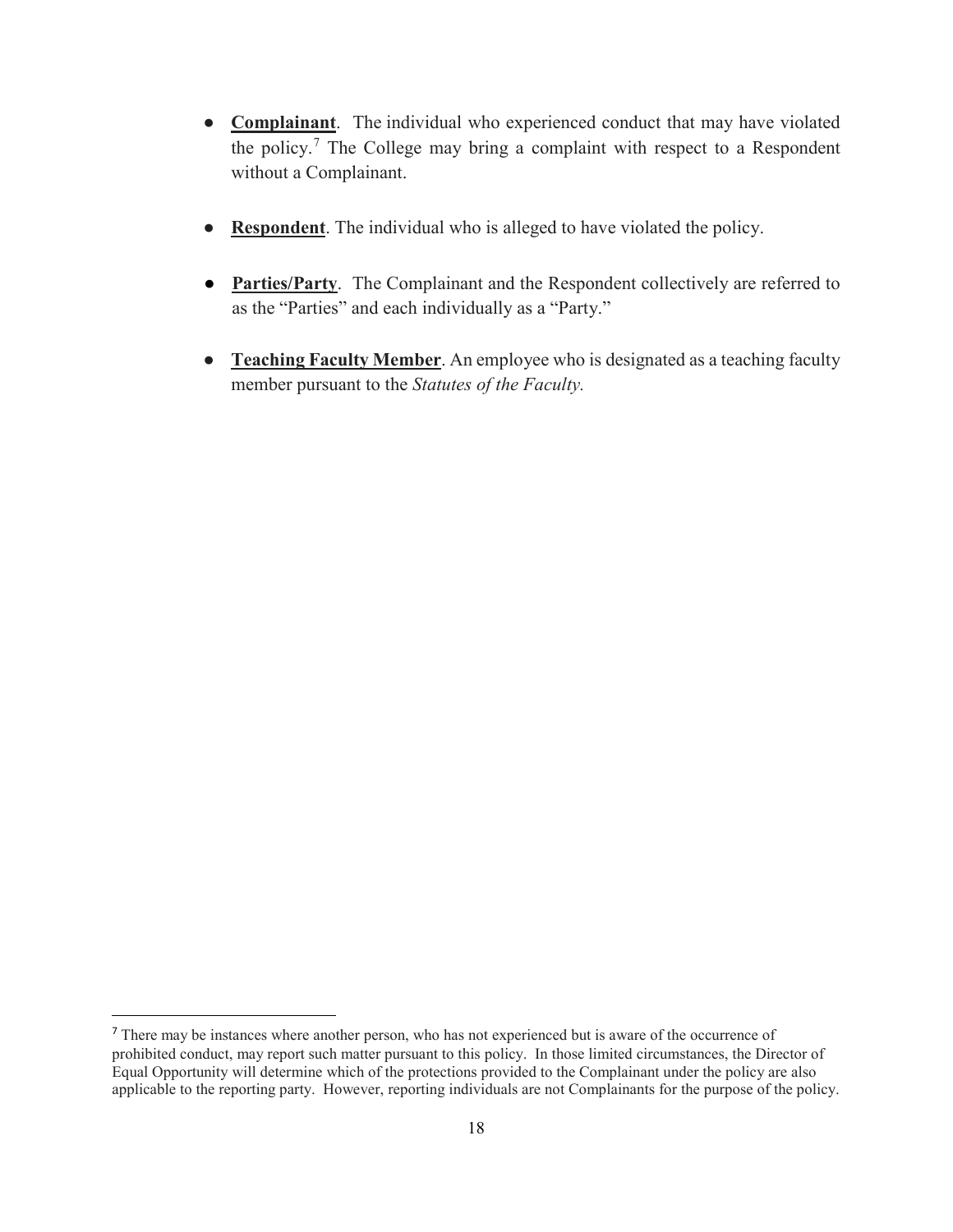- **Complainant**. The individual who experienced conduct that may have violated the policy.[7] The College may bring a complaint with respect to a Respondent without a Complainant.

- **Respondent**. The individual who is alleged to have violated the policy.

- **Parties/Party**. The Complainant and the Respondent collectively are referred to as the "Parties" and each individually as a "Party."

- **Teaching Faculty Member**. An employee who is designated as a teaching faculty member pursuant to the *Statutes of the Faculty.*

[7] There may be instances where another person, who has not experienced but is aware of the occurrence of prohibited conduct, may report such matter pursuant to this policy. In those limited circumstances, the Director of Equal Opportunity will determine which of the protections provided to the Complainant under the policy are also applicable to the reporting party. However, reporting individuals are not Complainants for the purpose of the policy.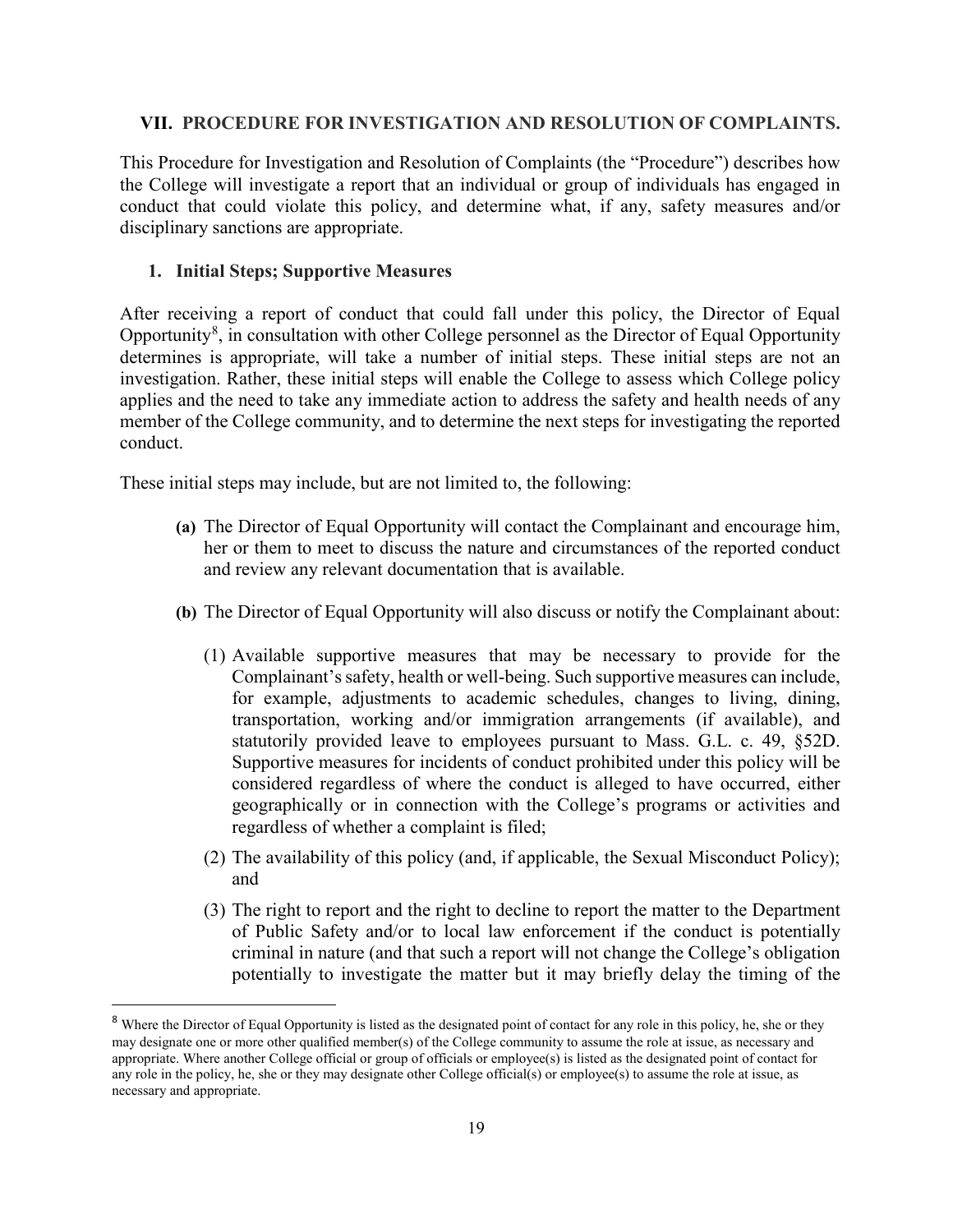## VII. PROCEDURE FOR INVESTIGATION AND RESOLUTION OF COMPLAINTS.

This Procedure for Investigation and Resolution of Complaints (the "Procedure") describes how the College will investigate a report that an individual or group of individuals has engaged in conduct that could violate this policy, and determine what, if any, safety measures and/or disciplinary sanctions are appropriate.

### 1. Initial Steps; Supportive Measures

After receiving a report of conduct that could fall under this policy, the Director of Equal Opportunity[8], in consultation with other College personnel as the Director of Equal Opportunity determines is appropriate, will take a number of initial steps. These initial steps are not an investigation. Rather, these initial steps will enable the College to assess which College policy applies and the need to take any immediate action to address the safety and health needs of any member of the College community, and to determine the next steps for investigating the reported conduct.

These initial steps may include, but are not limited to, the following:

**(a)** The Director of Equal Opportunity will contact the Complainant and encourage him, her or them to meet to discuss the nature and circumstances of the reported conduct and review any relevant documentation that is available.

**(b)** The Director of Equal Opportunity will also discuss or notify the Complainant about:

(1) Available supportive measures that may be necessary to provide for the Complainant's safety, health or well-being. Such supportive measures can include, for example, adjustments to academic schedules, changes to living, dining, transportation, working and/or immigration arrangements (if available), and statutorily provided leave to employees pursuant to Mass. G.L. c. 49, §52D. Supportive measures for incidents of conduct prohibited under this policy will be considered regardless of where the conduct is alleged to have occurred, either geographically or in connection with the College's programs or activities and regardless of whether a complaint is filed;

(2) The availability of this policy (and, if applicable, the Sexual Misconduct Policy); and

(3) The right to report and the right to decline to report the matter to the Department of Public Safety and/or to local law enforcement if the conduct is potentially criminal in nature (and that such a report will not change the College's obligation potentially to investigate the matter but it may briefly delay the timing of the

---

[8] Where the Director of Equal Opportunity is listed as the designated point of contact for any role in this policy, he, she or they may designate one or more other qualified member(s) of the College community to assume the role at issue, as necessary and appropriate. Where another College official or group of officials or employee(s) is listed as the designated point of contact for any role in the policy, he, she or they may designate other College official(s) or employee(s) to assume the role at issue, as necessary and appropriate.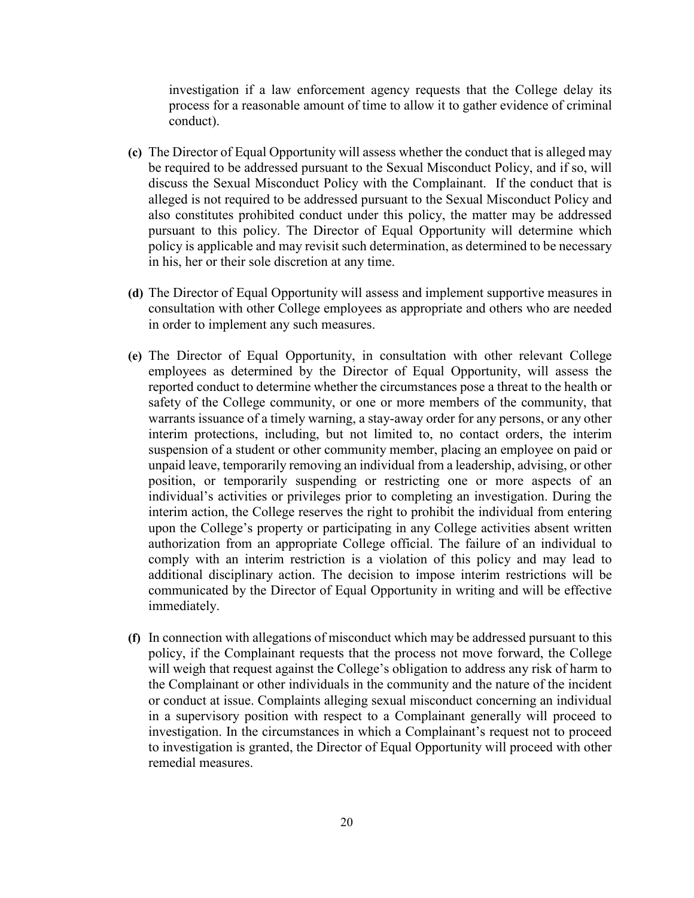investigation if a law enforcement agency requests that the College delay its process for a reasonable amount of time to allow it to gather evidence of criminal conduct).

**(c)** The Director of Equal Opportunity will assess whether the conduct that is alleged may be required to be addressed pursuant to the Sexual Misconduct Policy, and if so, will discuss the Sexual Misconduct Policy with the Complainant. If the conduct that is alleged is not required to be addressed pursuant to the Sexual Misconduct Policy and also constitutes prohibited conduct under this policy, the matter may be addressed pursuant to this policy. The Director of Equal Opportunity will determine which policy is applicable and may revisit such determination, as determined to be necessary in his, her or their sole discretion at any time.

**(d)** The Director of Equal Opportunity will assess and implement supportive measures in consultation with other College employees as appropriate and others who are needed in order to implement any such measures.

**(e)** The Director of Equal Opportunity, in consultation with other relevant College employees as determined by the Director of Equal Opportunity, will assess the reported conduct to determine whether the circumstances pose a threat to the health or safety of the College community, or one or more members of the community, that warrants issuance of a timely warning, a stay-away order for any persons, or any other interim protections, including, but not limited to, no contact orders, the interim suspension of a student or other community member, placing an employee on paid or unpaid leave, temporarily removing an individual from a leadership, advising, or other position, or temporarily suspending or restricting one or more aspects of an individual's activities or privileges prior to completing an investigation. During the interim action, the College reserves the right to prohibit the individual from entering upon the College's property or participating in any College activities absent written authorization from an appropriate College official. The failure of an individual to comply with an interim restriction is a violation of this policy and may lead to additional disciplinary action. The decision to impose interim restrictions will be communicated by the Director of Equal Opportunity in writing and will be effective immediately.

**(f)** In connection with allegations of misconduct which may be addressed pursuant to this policy, if the Complainant requests that the process not move forward, the College will weigh that request against the College's obligation to address any risk of harm to the Complainant or other individuals in the community and the nature of the incident or conduct at issue. Complaints alleging sexual misconduct concerning an individual in a supervisory position with respect to a Complainant generally will proceed to investigation. In the circumstances in which a Complainant's request not to proceed to investigation is granted, the Director of Equal Opportunity will proceed with other remedial measures.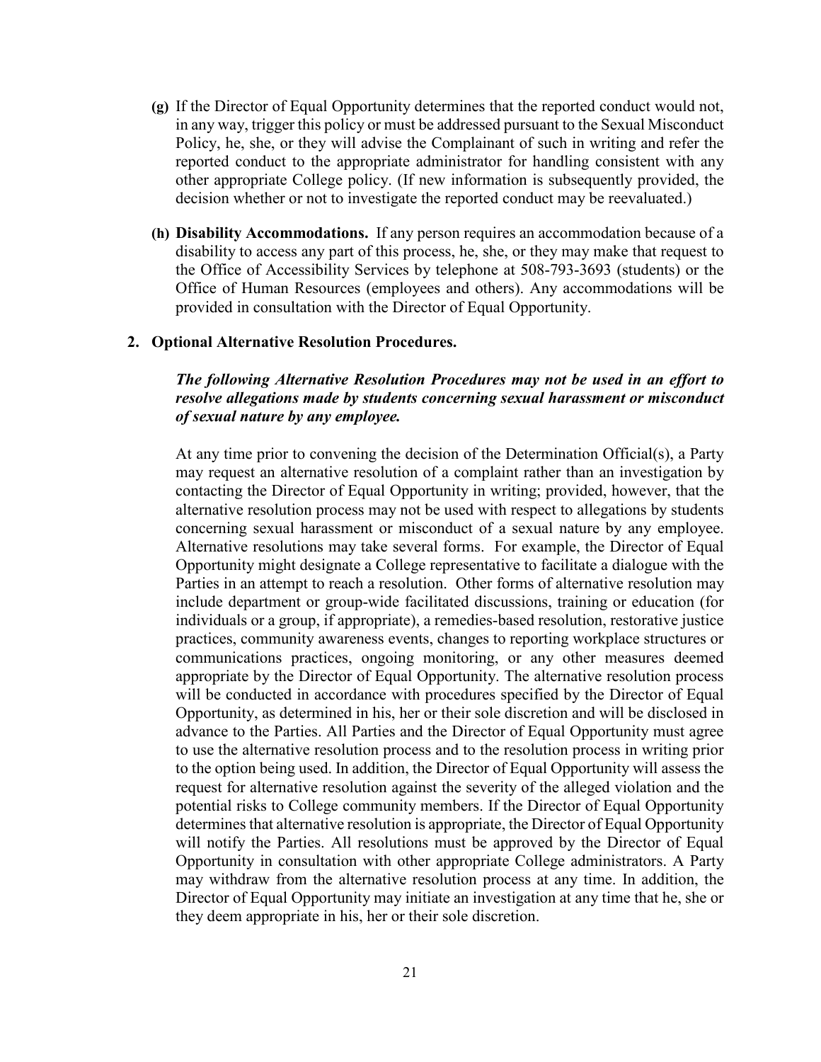**(g)** If the Director of Equal Opportunity determines that the reported conduct would not, in any way, trigger this policy or must be addressed pursuant to the Sexual Misconduct Policy, he, she, or they will advise the Complainant of such in writing and refer the reported conduct to the appropriate administrator for handling consistent with any other appropriate College policy. (If new information is subsequently provided, the decision whether or not to investigate the reported conduct may be reevaluated.)

**(h)** **Disability Accommodations.** If any person requires an accommodation because of a disability to access any part of this process, he, she, or they may make that request to the Office of Accessibility Services by telephone at 508-793-3693 (students) or the Office of Human Resources (employees and others). Any accommodations will be provided in consultation with the Director of Equal Opportunity.

**2. Optional Alternative Resolution Procedures.**

***The following Alternative Resolution Procedures may not be used in an effort to resolve allegations made by students concerning sexual harassment or misconduct of sexual nature by any employee.***

At any time prior to convening the decision of the Determination Official(s), a Party may request an alternative resolution of a complaint rather than an investigation by contacting the Director of Equal Opportunity in writing; provided, however, that the alternative resolution process may not be used with respect to allegations by students concerning sexual harassment or misconduct of a sexual nature by any employee. Alternative resolutions may take several forms. For example, the Director of Equal Opportunity might designate a College representative to facilitate a dialogue with the Parties in an attempt to reach a resolution. Other forms of alternative resolution may include department or group-wide facilitated discussions, training or education (for individuals or a group, if appropriate), a remedies-based resolution, restorative justice practices, community awareness events, changes to reporting workplace structures or communications practices, ongoing monitoring, or any other measures deemed appropriate by the Director of Equal Opportunity. The alternative resolution process will be conducted in accordance with procedures specified by the Director of Equal Opportunity, as determined in his, her or their sole discretion and will be disclosed in advance to the Parties. All Parties and the Director of Equal Opportunity must agree to use the alternative resolution process and to the resolution process in writing prior to the option being used. In addition, the Director of Equal Opportunity will assess the request for alternative resolution against the severity of the alleged violation and the potential risks to College community members. If the Director of Equal Opportunity determines that alternative resolution is appropriate, the Director of Equal Opportunity will notify the Parties. All resolutions must be approved by the Director of Equal Opportunity in consultation with other appropriate College administrators. A Party may withdraw from the alternative resolution process at any time. In addition, the Director of Equal Opportunity may initiate an investigation at any time that he, she or they deem appropriate in his, her or their sole discretion.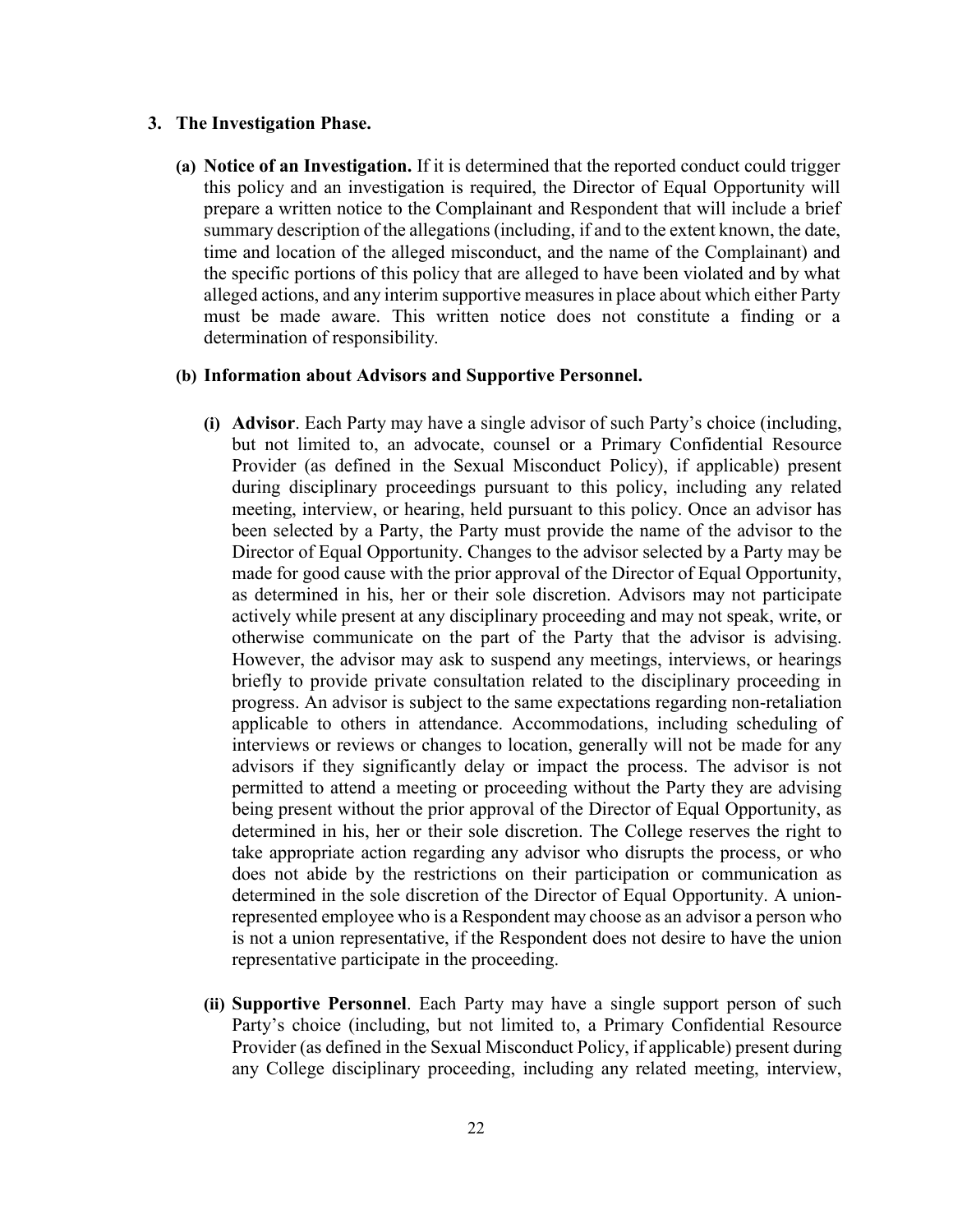3. **The Investigation Phase.**

   **(a) Notice of an Investigation.** If it is determined that the reported conduct could trigger this policy and an investigation is required, the Director of Equal Opportunity will prepare a written notice to the Complainant and Respondent that will include a brief summary description of the allegations (including, if and to the extent known, the date, time and location of the alleged misconduct, and the name of the Complainant) and the specific portions of this policy that are alleged to have been violated and by what alleged actions, and any interim supportive measures in place about which either Party must be made aware. This written notice does not constitute a finding or a determination of responsibility.

   **(b) Information about Advisors and Supportive Personnel.**

   **(i) Advisor**. Each Party may have a single advisor of such Party's choice (including, but not limited to, an advocate, counsel or a Primary Confidential Resource Provider (as defined in the Sexual Misconduct Policy), if applicable) present during disciplinary proceedings pursuant to this policy, including any related meeting, interview, or hearing, held pursuant to this policy. Once an advisor has been selected by a Party, the Party must provide the name of the advisor to the Director of Equal Opportunity. Changes to the advisor selected by a Party may be made for good cause with the prior approval of the Director of Equal Opportunity, as determined in his, her or their sole discretion. Advisors may not participate actively while present at any disciplinary proceeding and may not speak, write, or otherwise communicate on the part of the Party that the advisor is advising. However, the advisor may ask to suspend any meetings, interviews, or hearings briefly to provide private consultation related to the disciplinary proceeding in progress. An advisor is subject to the same expectations regarding non-retaliation applicable to others in attendance. Accommodations, including scheduling of interviews or reviews or changes to location, generally will not be made for any advisors if they significantly delay or impact the process. The advisor is not permitted to attend a meeting or proceeding without the Party they are advising being present without the prior approval of the Director of Equal Opportunity, as determined in his, her or their sole discretion. The College reserves the right to take appropriate action regarding any advisor who disrupts the process, or who does not abide by the restrictions on their participation or communication as determined in the sole discretion of the Director of Equal Opportunity. A union-represented employee who is a Respondent may choose as an advisor a person who is not a union representative, if the Respondent does not desire to have the union representative participate in the proceeding.

   **(ii) Supportive Personnel**. Each Party may have a single support person of such Party's choice (including, but not limited to, a Primary Confidential Resource Provider (as defined in the Sexual Misconduct Policy, if applicable) present during any College disciplinary proceeding, including any related meeting, interview,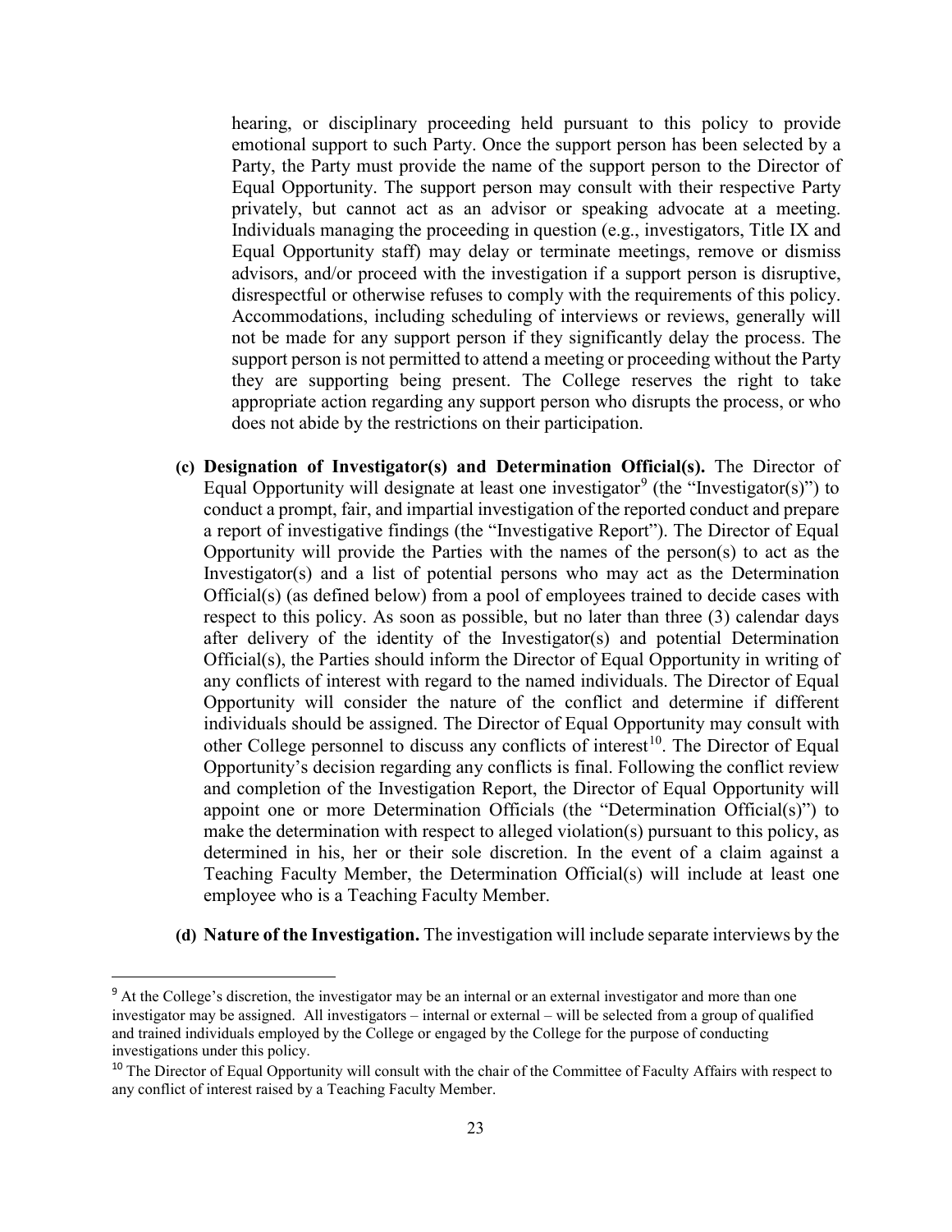hearing, or disciplinary proceeding held pursuant to this policy to provide emotional support to such Party. Once the support person has been selected by a Party, the Party must provide the name of the support person to the Director of Equal Opportunity. The support person may consult with their respective Party privately, but cannot act as an advisor or speaking advocate at a meeting. Individuals managing the proceeding in question (e.g., investigators, Title IX and Equal Opportunity staff) may delay or terminate meetings, remove or dismiss advisors, and/or proceed with the investigation if a support person is disruptive, disrespectful or otherwise refuses to comply with the requirements of this policy. Accommodations, including scheduling of interviews or reviews, generally will not be made for any support person if they significantly delay the process. The support person is not permitted to attend a meeting or proceeding without the Party they are supporting being present. The College reserves the right to take appropriate action regarding any support person who disrupts the process, or who does not abide by the restrictions on their participation.

**(c) Designation of Investigator(s) and Determination Official(s).** The Director of Equal Opportunity will designate at least one investigator[9] (the "Investigator(s)") to conduct a prompt, fair, and impartial investigation of the reported conduct and prepare a report of investigative findings (the "Investigative Report"). The Director of Equal Opportunity will provide the Parties with the names of the person(s) to act as the Investigator(s) and a list of potential persons who may act as the Determination Official(s) (as defined below) from a pool of employees trained to decide cases with respect to this policy. As soon as possible, but no later than three (3) calendar days after delivery of the identity of the Investigator(s) and potential Determination Official(s), the Parties should inform the Director of Equal Opportunity in writing of any conflicts of interest with regard to the named individuals. The Director of Equal Opportunity will consider the nature of the conflict and determine if different individuals should be assigned. The Director of Equal Opportunity may consult with other College personnel to discuss any conflicts of interest[10]. The Director of Equal Opportunity's decision regarding any conflicts is final. Following the conflict review and completion of the Investigation Report, the Director of Equal Opportunity will appoint one or more Determination Officials (the "Determination Official(s)") to make the determination with respect to alleged violation(s) pursuant to this policy, as determined in his, her or their sole discretion. In the event of a claim against a Teaching Faculty Member, the Determination Official(s) will include at least one employee who is a Teaching Faculty Member.

**(d) Nature of the Investigation.** The investigation will include separate interviews by the

---

[9] At the College's discretion, the investigator may be an internal or an external investigator and more than one investigator may be assigned. All investigators – internal or external – will be selected from a group of qualified and trained individuals employed by the College or engaged by the College for the purpose of conducting investigations under this policy.

[10] The Director of Equal Opportunity will consult with the chair of the Committee of Faculty Affairs with respect to any conflict of interest raised by a Teaching Faculty Member.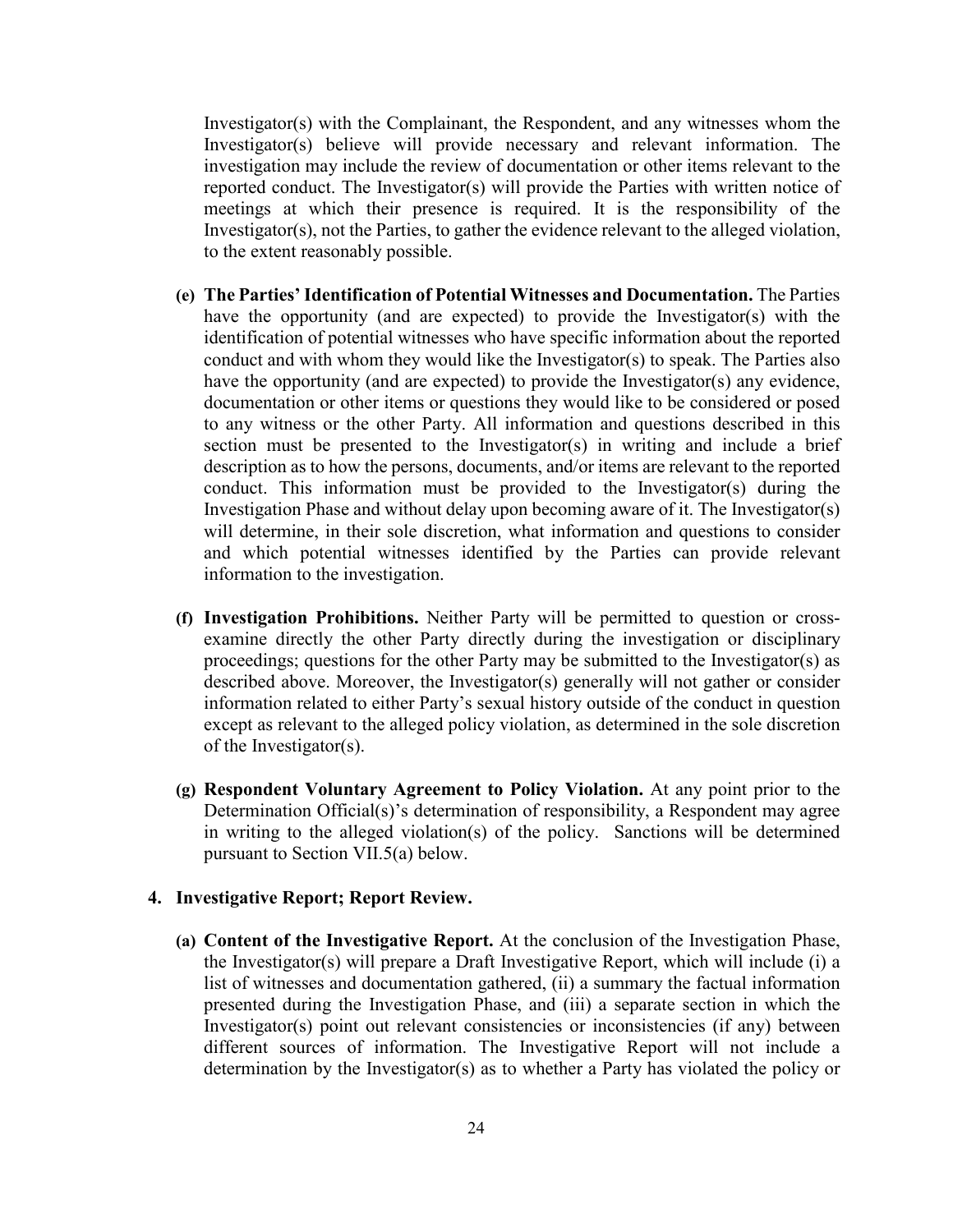Investigator(s) with the Complainant, the Respondent, and any witnesses whom the Investigator(s) believe will provide necessary and relevant information. The investigation may include the review of documentation or other items relevant to the reported conduct. The Investigator(s) will provide the Parties with written notice of meetings at which their presence is required. It is the responsibility of the Investigator(s), not the Parties, to gather the evidence relevant to the alleged violation, to the extent reasonably possible.

**(e) The Parties' Identification of Potential Witnesses and Documentation.** The Parties have the opportunity (and are expected) to provide the Investigator(s) with the identification of potential witnesses who have specific information about the reported conduct and with whom they would like the Investigator(s) to speak. The Parties also have the opportunity (and are expected) to provide the Investigator(s) any evidence, documentation or other items or questions they would like to be considered or posed to any witness or the other Party. All information and questions described in this section must be presented to the Investigator(s) in writing and include a brief description as to how the persons, documents, and/or items are relevant to the reported conduct. This information must be provided to the Investigator(s) during the Investigation Phase and without delay upon becoming aware of it. The Investigator(s) will determine, in their sole discretion, what information and questions to consider and which potential witnesses identified by the Parties can provide relevant information to the investigation.

**(f) Investigation Prohibitions.** Neither Party will be permitted to question or cross-examine directly the other Party directly during the investigation or disciplinary proceedings; questions for the other Party may be submitted to the Investigator(s) as described above. Moreover, the Investigator(s) generally will not gather or consider information related to either Party's sexual history outside of the conduct in question except as relevant to the alleged policy violation, as determined in the sole discretion of the Investigator(s).

**(g) Respondent Voluntary Agreement to Policy Violation.** At any point prior to the Determination Official(s)'s determination of responsibility, a Respondent may agree in writing to the alleged violation(s) of the policy. Sanctions will be determined pursuant to Section VII.5(a) below.

**4. Investigative Report; Report Review.**

**(a) Content of the Investigative Report.** At the conclusion of the Investigation Phase, the Investigator(s) will prepare a Draft Investigative Report, which will include (i) a list of witnesses and documentation gathered, (ii) a summary the factual information presented during the Investigation Phase, and (iii) a separate section in which the Investigator(s) point out relevant consistencies or inconsistencies (if any) between different sources of information. The Investigative Report will not include a determination by the Investigator(s) as to whether a Party has violated the policy or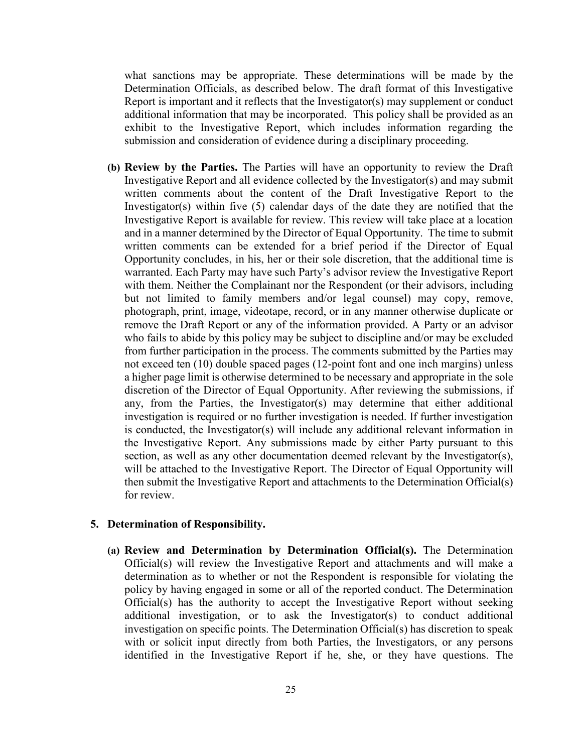what sanctions may be appropriate. These determinations will be made by the Determination Officials, as described below. The draft format of this Investigative Report is important and it reflects that the Investigator(s) may supplement or conduct additional information that may be incorporated. This policy shall be provided as an exhibit to the Investigative Report, which includes information regarding the submission and consideration of evidence during a disciplinary proceeding.

**(b) Review by the Parties.** The Parties will have an opportunity to review the Draft Investigative Report and all evidence collected by the Investigator(s) and may submit written comments about the content of the Draft Investigative Report to the Investigator(s) within five (5) calendar days of the date they are notified that the Investigative Report is available for review. This review will take place at a location and in a manner determined by the Director of Equal Opportunity. The time to submit written comments can be extended for a brief period if the Director of Equal Opportunity concludes, in his, her or their sole discretion, that the additional time is warranted. Each Party may have such Party's advisor review the Investigative Report with them. Neither the Complainant nor the Respondent (or their advisors, including but not limited to family members and/or legal counsel) may copy, remove, photograph, print, image, videotape, record, or in any manner otherwise duplicate or remove the Draft Report or any of the information provided. A Party or an advisor who fails to abide by this policy may be subject to discipline and/or may be excluded from further participation in the process. The comments submitted by the Parties may not exceed ten (10) double spaced pages (12-point font and one inch margins) unless a higher page limit is otherwise determined to be necessary and appropriate in the sole discretion of the Director of Equal Opportunity. After reviewing the submissions, if any, from the Parties, the Investigator(s) may determine that either additional investigation is required or no further investigation is needed. If further investigation is conducted, the Investigator(s) will include any additional relevant information in the Investigative Report. Any submissions made by either Party pursuant to this section, as well as any other documentation deemed relevant by the Investigator(s), will be attached to the Investigative Report. The Director of Equal Opportunity will then submit the Investigative Report and attachments to the Determination Official(s) for review.

**5. Determination of Responsibility.**

**(a) Review and Determination by Determination Official(s).** The Determination Official(s) will review the Investigative Report and attachments and will make a determination as to whether or not the Respondent is responsible for violating the policy by having engaged in some or all of the reported conduct. The Determination Official(s) has the authority to accept the Investigative Report without seeking additional investigation, or to ask the Investigator(s) to conduct additional investigation on specific points. The Determination Official(s) has discretion to speak with or solicit input directly from both Parties, the Investigators, or any persons identified in the Investigative Report if he, she, or they have questions. The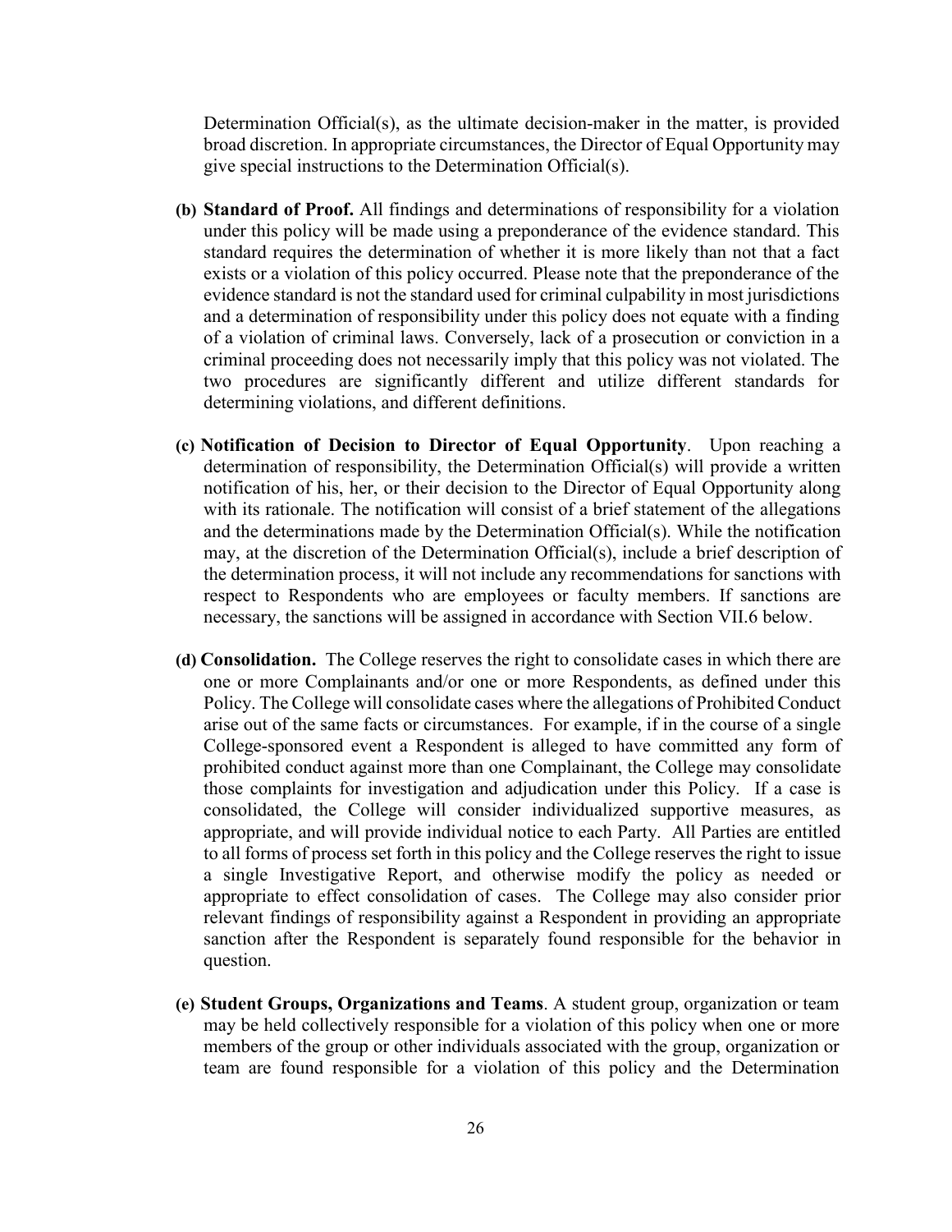Determination Official(s), as the ultimate decision-maker in the matter, is provided broad discretion. In appropriate circumstances, the Director of Equal Opportunity may give special instructions to the Determination Official(s).

**(b) Standard of Proof.** All findings and determinations of responsibility for a violation under this policy will be made using a preponderance of the evidence standard. This standard requires the determination of whether it is more likely than not that a fact exists or a violation of this policy occurred. Please note that the preponderance of the evidence standard is not the standard used for criminal culpability in most jurisdictions and a determination of responsibility under this policy does not equate with a finding of a violation of criminal laws. Conversely, lack of a prosecution or conviction in a criminal proceeding does not necessarily imply that this policy was not violated. The two procedures are significantly different and utilize different standards for determining violations, and different definitions.

**(c) Notification of Decision to Director of Equal Opportunity**. Upon reaching a determination of responsibility, the Determination Official(s) will provide a written notification of his, her, or their decision to the Director of Equal Opportunity along with its rationale. The notification will consist of a brief statement of the allegations and the determinations made by the Determination Official(s). While the notification may, at the discretion of the Determination Official(s), include a brief description of the determination process, it will not include any recommendations for sanctions with respect to Respondents who are employees or faculty members. If sanctions are necessary, the sanctions will be assigned in accordance with Section VII.6 below.

**(d) Consolidation.** The College reserves the right to consolidate cases in which there are one or more Complainants and/or one or more Respondents, as defined under this Policy. The College will consolidate cases where the allegations of Prohibited Conduct arise out of the same facts or circumstances. For example, if in the course of a single College-sponsored event a Respondent is alleged to have committed any form of prohibited conduct against more than one Complainant, the College may consolidate those complaints for investigation and adjudication under this Policy. If a case is consolidated, the College will consider individualized supportive measures, as appropriate, and will provide individual notice to each Party. All Parties are entitled to all forms of process set forth in this policy and the College reserves the right to issue a single Investigative Report, and otherwise modify the policy as needed or appropriate to effect consolidation of cases. The College may also consider prior relevant findings of responsibility against a Respondent in providing an appropriate sanction after the Respondent is separately found responsible for the behavior in question.

**(e) Student Groups, Organizations and Teams**. A student group, organization or team may be held collectively responsible for a violation of this policy when one or more members of the group or other individuals associated with the group, organization or team are found responsible for a violation of this policy and the Determination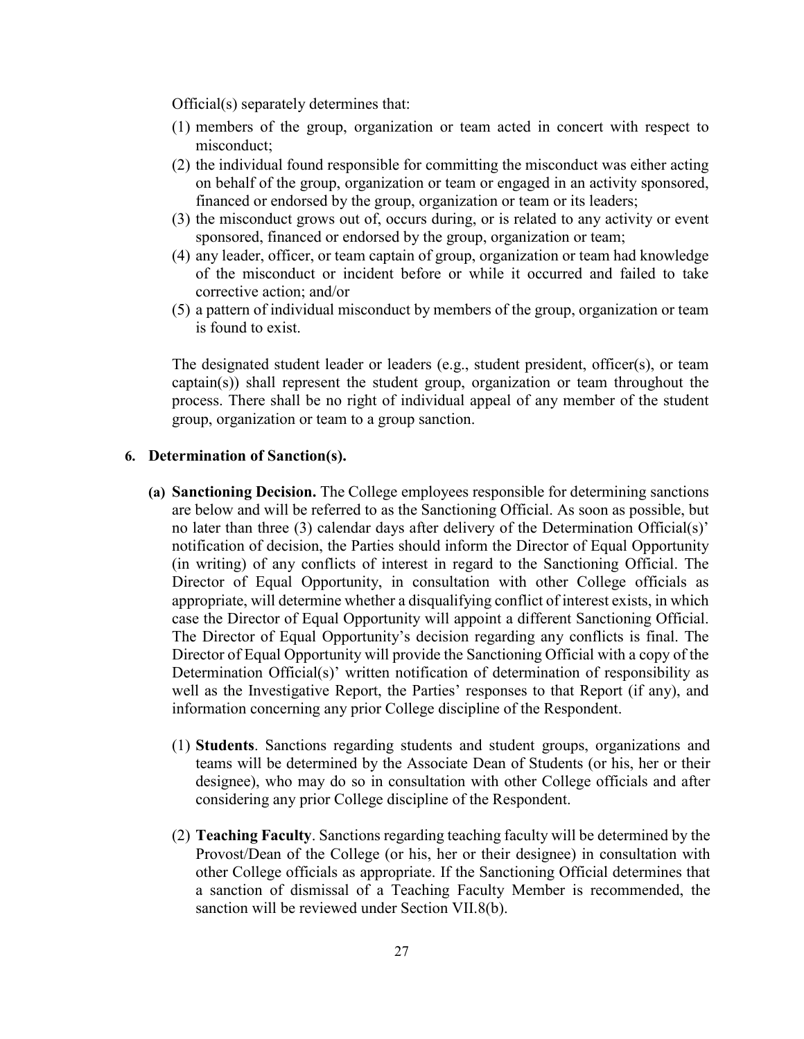Official(s) separately determines that:

(1) members of the group, organization or team acted in concert with respect to misconduct;
(2) the individual found responsible for committing the misconduct was either acting on behalf of the group, organization or team or engaged in an activity sponsored, financed or endorsed by the group, organization or team or its leaders;
(3) the misconduct grows out of, occurs during, or is related to any activity or event sponsored, financed or endorsed by the group, organization or team;
(4) any leader, officer, or team captain of group, organization or team had knowledge of the misconduct or incident before or while it occurred and failed to take corrective action; and/or
(5) a pattern of individual misconduct by members of the group, organization or team is found to exist.

The designated student leader or leaders (e.g., student president, officer(s), or team captain(s)) shall represent the student group, organization or team throughout the process. There shall be no right of individual appeal of any member of the student group, organization or team to a group sanction.

**6. Determination of Sanction(s).**

**(a) Sanctioning Decision.** The College employees responsible for determining sanctions are below and will be referred to as the Sanctioning Official. As soon as possible, but no later than three (3) calendar days after delivery of the Determination Official(s)' notification of decision, the Parties should inform the Director of Equal Opportunity (in writing) of any conflicts of interest in regard to the Sanctioning Official. The Director of Equal Opportunity, in consultation with other College officials as appropriate, will determine whether a disqualifying conflict of interest exists, in which case the Director of Equal Opportunity will appoint a different Sanctioning Official. The Director of Equal Opportunity's decision regarding any conflicts is final. The Director of Equal Opportunity will provide the Sanctioning Official with a copy of the Determination Official(s)' written notification of determination of responsibility as well as the Investigative Report, the Parties' responses to that Report (if any), and information concerning any prior College discipline of the Respondent.

(1) **Students**. Sanctions regarding students and student groups, organizations and teams will be determined by the Associate Dean of Students (or his, her or their designee), who may do so in consultation with other College officials and after considering any prior College discipline of the Respondent.

(2) **Teaching Faculty**. Sanctions regarding teaching faculty will be determined by the Provost/Dean of the College (or his, her or their designee) in consultation with other College officials as appropriate. If the Sanctioning Official determines that a sanction of dismissal of a Teaching Faculty Member is recommended, the sanction will be reviewed under Section VII.8(b).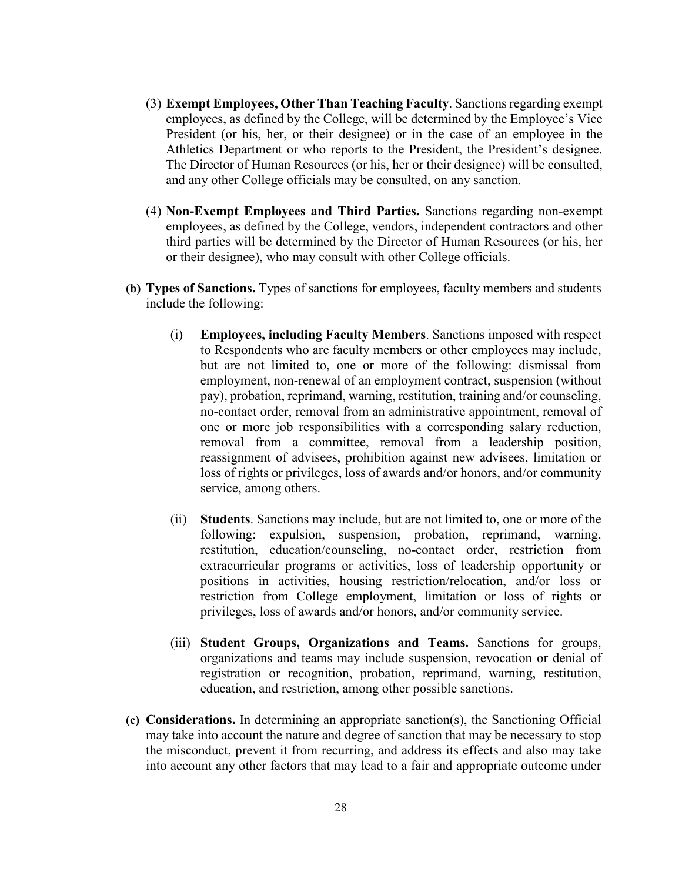(3) **Exempt Employees, Other Than Teaching Faculty**. Sanctions regarding exempt employees, as defined by the College, will be determined by the Employee's Vice President (or his, her, or their designee) or in the case of an employee in the Athletics Department or who reports to the President, the President's designee. The Director of Human Resources (or his, her or their designee) will be consulted, and any other College officials may be consulted, on any sanction.

(4) **Non-Exempt Employees and Third Parties.** Sanctions regarding non-exempt employees, as defined by the College, vendors, independent contractors and other third parties will be determined by the Director of Human Resources (or his, her or their designee), who may consult with other College officials.

**(b) Types of Sanctions.** Types of sanctions for employees, faculty members and students include the following:

(i) **Employees, including Faculty Members**. Sanctions imposed with respect to Respondents who are faculty members or other employees may include, but are not limited to, one or more of the following: dismissal from employment, non-renewal of an employment contract, suspension (without pay), probation, reprimand, warning, restitution, training and/or counseling, no-contact order, removal from an administrative appointment, removal of one or more job responsibilities with a corresponding salary reduction, removal from a committee, removal from a leadership position, reassignment of advisees, prohibition against new advisees, limitation or loss of rights or privileges, loss of awards and/or honors, and/or community service, among others.

(ii) **Students**. Sanctions may include, but are not limited to, one or more of the following: expulsion, suspension, probation, reprimand, warning, restitution, education/counseling, no-contact order, restriction from extracurricular programs or activities, loss of leadership opportunity or positions in activities, housing restriction/relocation, and/or loss or restriction from College employment, limitation or loss of rights or privileges, loss of awards and/or honors, and/or community service.

(iii) **Student Groups, Organizations and Teams.** Sanctions for groups, organizations and teams may include suspension, revocation or denial of registration or recognition, probation, reprimand, warning, restitution, education, and restriction, among other possible sanctions.

**(c) Considerations.** In determining an appropriate sanction(s), the Sanctioning Official may take into account the nature and degree of sanction that may be necessary to stop the misconduct, prevent it from recurring, and address its effects and also may take into account any other factors that may lead to a fair and appropriate outcome under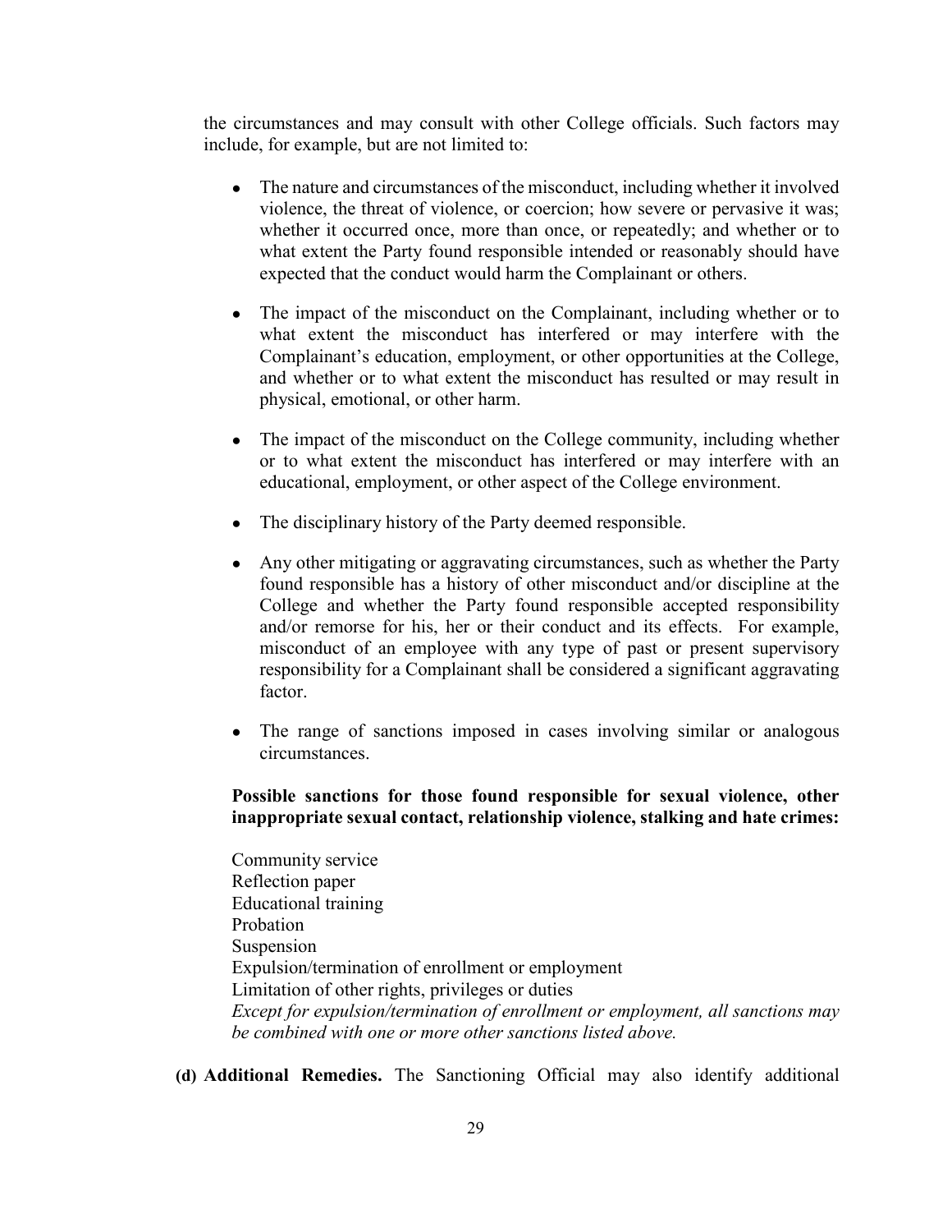the circumstances and may consult with other College officials. Such factors may include, for example, but are not limited to:

- The nature and circumstances of the misconduct, including whether it involved violence, the threat of violence, or coercion; how severe or pervasive it was; whether it occurred once, more than once, or repeatedly; and whether or to what extent the Party found responsible intended or reasonably should have expected that the conduct would harm the Complainant or others.

- The impact of the misconduct on the Complainant, including whether or to what extent the misconduct has interfered or may interfere with the Complainant's education, employment, or other opportunities at the College, and whether or to what extent the misconduct has resulted or may result in physical, emotional, or other harm.

- The impact of the misconduct on the College community, including whether or to what extent the misconduct has interfered or may interfere with an educational, employment, or other aspect of the College environment.

- The disciplinary history of the Party deemed responsible.

- Any other mitigating or aggravating circumstances, such as whether the Party found responsible has a history of other misconduct and/or discipline at the College and whether the Party found responsible accepted responsibility and/or remorse for his, her or their conduct and its effects. For example, misconduct of an employee with any type of past or present supervisory responsibility for a Complainant shall be considered a significant aggravating factor.

- The range of sanctions imposed in cases involving similar or analogous circumstances.

**Possible sanctions for those found responsible for sexual violence, other inappropriate sexual contact, relationship violence, stalking and hate crimes:**

Community service
Reflection paper
Educational training
Probation
Suspension
Expulsion/termination of enrollment or employment
Limitation of other rights, privileges or duties
*Except for expulsion/termination of enrollment or employment, all sanctions may be combined with one or more other sanctions listed above.*

**(d) Additional Remedies.** The Sanctioning Official may also identify additional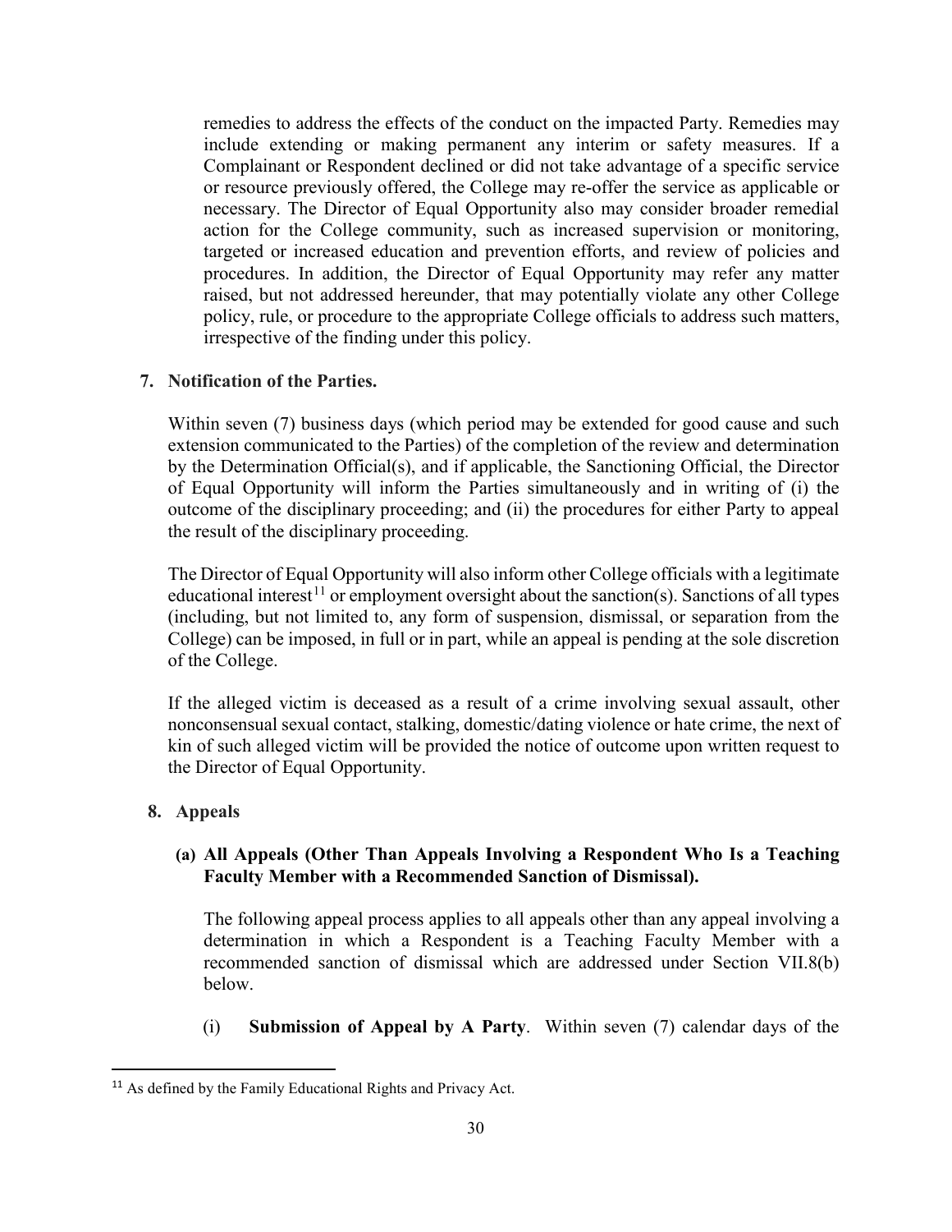remedies to address the effects of the conduct on the impacted Party. Remedies may include extending or making permanent any interim or safety measures. If a Complainant or Respondent declined or did not take advantage of a specific service or resource previously offered, the College may re-offer the service as applicable or necessary. The Director of Equal Opportunity also may consider broader remedial action for the College community, such as increased supervision or monitoring, targeted or increased education and prevention efforts, and review of policies and procedures. In addition, the Director of Equal Opportunity may refer any matter raised, but not addressed hereunder, that may potentially violate any other College policy, rule, or procedure to the appropriate College officials to address such matters, irrespective of the finding under this policy.

**7. Notification of the Parties.**

Within seven (7) business days (which period may be extended for good cause and such extension communicated to the Parties) of the completion of the review and determination by the Determination Official(s), and if applicable, the Sanctioning Official, the Director of Equal Opportunity will inform the Parties simultaneously and in writing of (i) the outcome of the disciplinary proceeding; and (ii) the procedures for either Party to appeal the result of the disciplinary proceeding.

The Director of Equal Opportunity will also inform other College officials with a legitimate educational interest[11] or employment oversight about the sanction(s). Sanctions of all types (including, but not limited to, any form of suspension, dismissal, or separation from the College) can be imposed, in full or in part, while an appeal is pending at the sole discretion of the College.

If the alleged victim is deceased as a result of a crime involving sexual assault, other nonconsensual sexual contact, stalking, domestic/dating violence or hate crime, the next of kin of such alleged victim will be provided the notice of outcome upon written request to the Director of Equal Opportunity.

**8. Appeals**

**(a) All Appeals (Other Than Appeals Involving a Respondent Who Is a Teaching Faculty Member with a Recommended Sanction of Dismissal).**

The following appeal process applies to all appeals other than any appeal involving a determination in which a Respondent is a Teaching Faculty Member with a recommended sanction of dismissal which are addressed under Section VII.8(b) below.

(i) **Submission of Appeal by A Party**. Within seven (7) calendar days of the

[11] As defined by the Family Educational Rights and Privacy Act.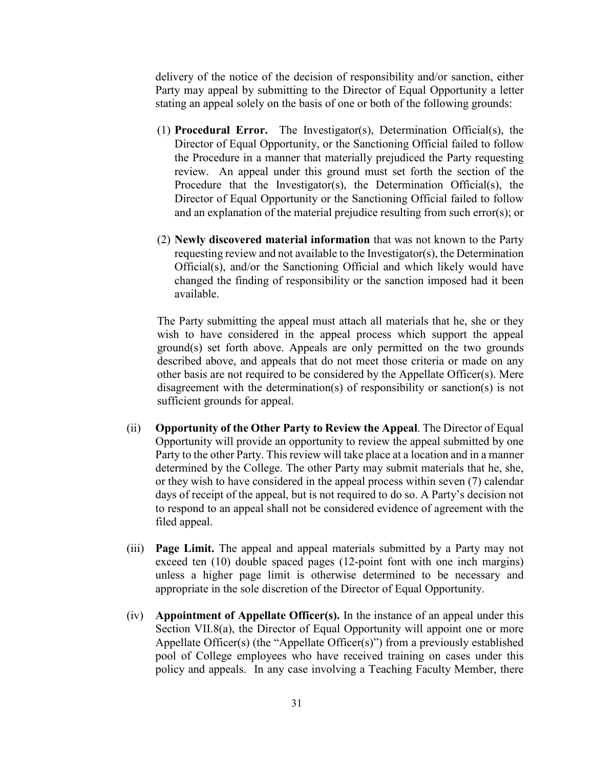delivery of the notice of the decision of responsibility and/or sanction, either Party may appeal by submitting to the Director of Equal Opportunity a letter stating an appeal solely on the basis of one or both of the following grounds:

(1) **Procedural Error.** The Investigator(s), Determination Official(s), the Director of Equal Opportunity, or the Sanctioning Official failed to follow the Procedure in a manner that materially prejudiced the Party requesting review. An appeal under this ground must set forth the section of the Procedure that the Investigator(s), the Determination Official(s), the Director of Equal Opportunity or the Sanctioning Official failed to follow and an explanation of the material prejudice resulting from such error(s); or

(2) **Newly discovered material information** that was not known to the Party requesting review and not available to the Investigator(s), the Determination Official(s), and/or the Sanctioning Official and which likely would have changed the finding of responsibility or the sanction imposed had it been available.

The Party submitting the appeal must attach all materials that he, she or they wish to have considered in the appeal process which support the appeal ground(s) set forth above. Appeals are only permitted on the two grounds described above, and appeals that do not meet those criteria or made on any other basis are not required to be considered by the Appellate Officer(s). Mere disagreement with the determination(s) of responsibility or sanction(s) is not sufficient grounds for appeal.

(ii) **Opportunity of the Other Party to Review the Appeal**. The Director of Equal Opportunity will provide an opportunity to review the appeal submitted by one Party to the other Party. This review will take place at a location and in a manner determined by the College. The other Party may submit materials that he, she, or they wish to have considered in the appeal process within seven (7) calendar days of receipt of the appeal, but is not required to do so. A Party's decision not to respond to an appeal shall not be considered evidence of agreement with the filed appeal.

(iii) **Page Limit.** The appeal and appeal materials submitted by a Party may not exceed ten (10) double spaced pages (12-point font with one inch margins) unless a higher page limit is otherwise determined to be necessary and appropriate in the sole discretion of the Director of Equal Opportunity.

(iv) **Appointment of Appellate Officer(s).** In the instance of an appeal under this Section VII.8(a), the Director of Equal Opportunity will appoint one or more Appellate Officer(s) (the "Appellate Officer(s)") from a previously established pool of College employees who have received training on cases under this policy and appeals. In any case involving a Teaching Faculty Member, there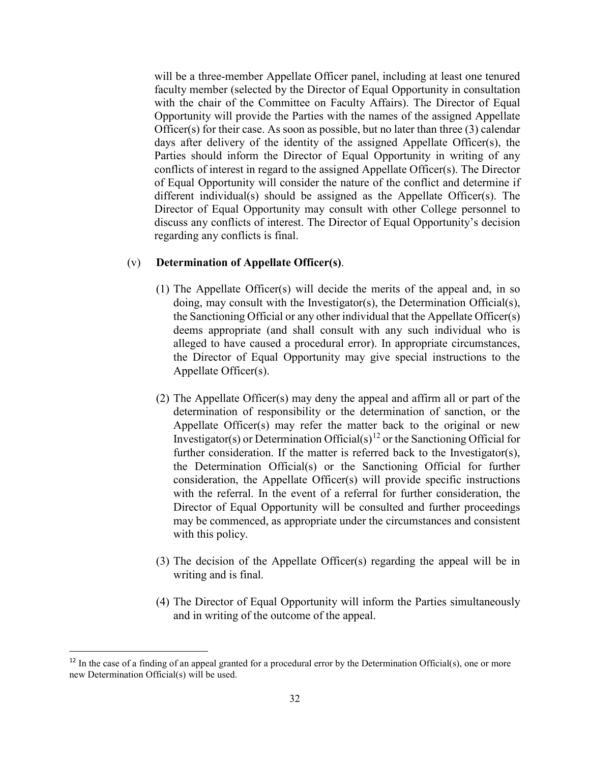will be a three-member Appellate Officer panel, including at least one tenured faculty member (selected by the Director of Equal Opportunity in consultation with the chair of the Committee on Faculty Affairs). The Director of Equal Opportunity will provide the Parties with the names of the assigned Appellate Officer(s) for their case. As soon as possible, but no later than three (3) calendar days after delivery of the identity of the assigned Appellate Officer(s), the Parties should inform the Director of Equal Opportunity in writing of any conflicts of interest in regard to the assigned Appellate Officer(s). The Director of Equal Opportunity will consider the nature of the conflict and determine if different individual(s) should be assigned as the Appellate Officer(s). The Director of Equal Opportunity may consult with other College personnel to discuss any conflicts of interest. The Director of Equal Opportunity's decision regarding any conflicts is final.

(v) **Determination of Appellate Officer(s)**.

(1) The Appellate Officer(s) will decide the merits of the appeal and, in so doing, may consult with the Investigator(s), the Determination Official(s), the Sanctioning Official or any other individual that the Appellate Officer(s) deems appropriate (and shall consult with any such individual who is alleged to have caused a procedural error). In appropriate circumstances, the Director of Equal Opportunity may give special instructions to the Appellate Officer(s).

(2) The Appellate Officer(s) may deny the appeal and affirm all or part of the determination of responsibility or the determination of sanction, or the Appellate Officer(s) may refer the matter back to the original or new Investigator(s) or Determination Official(s)[12] or the Sanctioning Official for further consideration. If the matter is referred back to the Investigator(s), the Determination Official(s) or the Sanctioning Official for further consideration, the Appellate Officer(s) will provide specific instructions with the referral. In the event of a referral for further consideration, the Director of Equal Opportunity will be consulted and further proceedings may be commenced, as appropriate under the circumstances and consistent with this policy.

(3) The decision of the Appellate Officer(s) regarding the appeal will be in writing and is final.

(4) The Director of Equal Opportunity will inform the Parties simultaneously and in writing of the outcome of the appeal.

[12] In the case of a finding of an appeal granted for a procedural error by the Determination Official(s), one or more new Determination Official(s) will be used.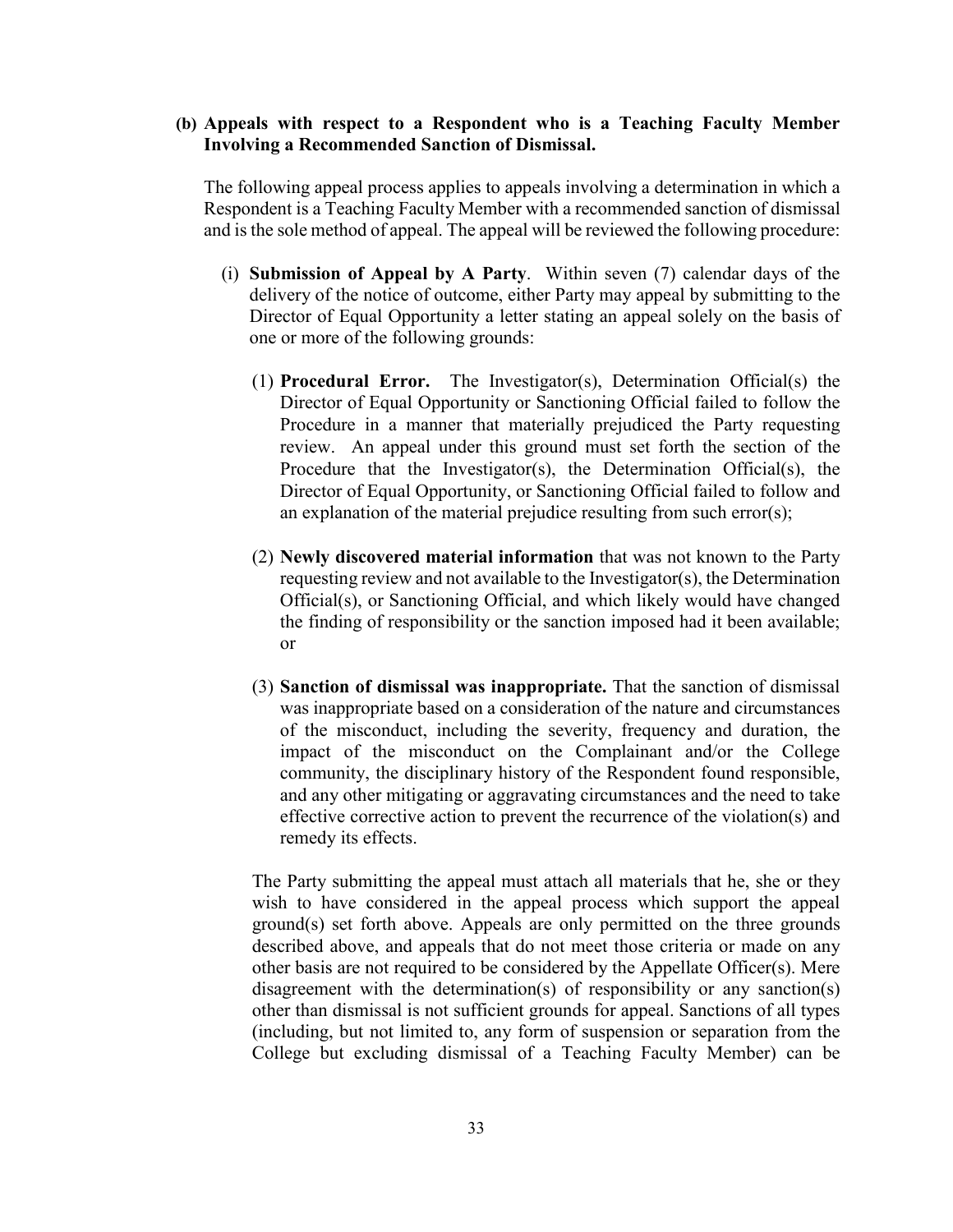**(b) Appeals with respect to a Respondent who is a Teaching Faculty Member Involving a Recommended Sanction of Dismissal.**

The following appeal process applies to appeals involving a determination in which a Respondent is a Teaching Faculty Member with a recommended sanction of dismissal and is the sole method of appeal. The appeal will be reviewed the following procedure:

(i) **Submission of Appeal by A Party**. Within seven (7) calendar days of the delivery of the notice of outcome, either Party may appeal by submitting to the Director of Equal Opportunity a letter stating an appeal solely on the basis of one or more of the following grounds:

(1) **Procedural Error.** The Investigator(s), Determination Official(s) the Director of Equal Opportunity or Sanctioning Official failed to follow the Procedure in a manner that materially prejudiced the Party requesting review. An appeal under this ground must set forth the section of the Procedure that the Investigator(s), the Determination Official(s), the Director of Equal Opportunity, or Sanctioning Official failed to follow and an explanation of the material prejudice resulting from such error(s);

(2) **Newly discovered material information** that was not known to the Party requesting review and not available to the Investigator(s), the Determination Official(s), or Sanctioning Official, and which likely would have changed the finding of responsibility or the sanction imposed had it been available; or

(3) **Sanction of dismissal was inappropriate.** That the sanction of dismissal was inappropriate based on a consideration of the nature and circumstances of the misconduct, including the severity, frequency and duration, the impact of the misconduct on the Complainant and/or the College community, the disciplinary history of the Respondent found responsible, and any other mitigating or aggravating circumstances and the need to take effective corrective action to prevent the recurrence of the violation(s) and remedy its effects.

The Party submitting the appeal must attach all materials that he, she or they wish to have considered in the appeal process which support the appeal ground(s) set forth above. Appeals are only permitted on the three grounds described above, and appeals that do not meet those criteria or made on any other basis are not required to be considered by the Appellate Officer(s). Mere disagreement with the determination(s) of responsibility or any sanction(s) other than dismissal is not sufficient grounds for appeal. Sanctions of all types (including, but not limited to, any form of suspension or separation from the College but excluding dismissal of a Teaching Faculty Member) can be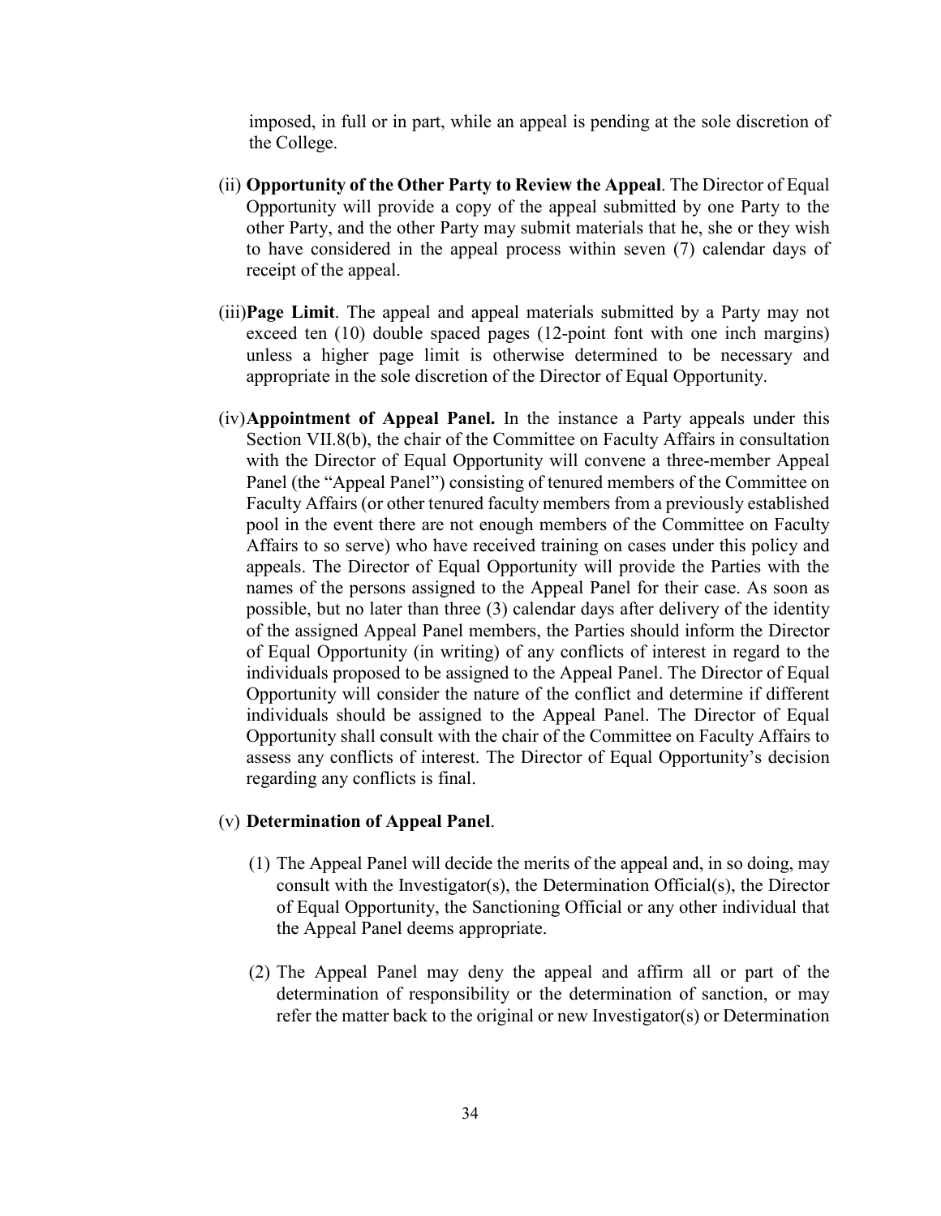imposed, in full or in part, while an appeal is pending at the sole discretion of the College.

(ii) **Opportunity of the Other Party to Review the Appeal**. The Director of Equal Opportunity will provide a copy of the appeal submitted by one Party to the other Party, and the other Party may submit materials that he, she or they wish to have considered in the appeal process within seven (7) calendar days of receipt of the appeal.

(iii) **Page Limit**. The appeal and appeal materials submitted by a Party may not exceed ten (10) double spaced pages (12-point font with one inch margins) unless a higher page limit is otherwise determined to be necessary and appropriate in the sole discretion of the Director of Equal Opportunity.

(iv) **Appointment of Appeal Panel.** In the instance a Party appeals under this Section VII.8(b), the chair of the Committee on Faculty Affairs in consultation with the Director of Equal Opportunity will convene a three-member Appeal Panel (the "Appeal Panel") consisting of tenured members of the Committee on Faculty Affairs (or other tenured faculty members from a previously established pool in the event there are not enough members of the Committee on Faculty Affairs to so serve) who have received training on cases under this policy and appeals. The Director of Equal Opportunity will provide the Parties with the names of the persons assigned to the Appeal Panel for their case. As soon as possible, but no later than three (3) calendar days after delivery of the identity of the assigned Appeal Panel members, the Parties should inform the Director of Equal Opportunity (in writing) of any conflicts of interest in regard to the individuals proposed to be assigned to the Appeal Panel. The Director of Equal Opportunity will consider the nature of the conflict and determine if different individuals should be assigned to the Appeal Panel. The Director of Equal Opportunity shall consult with the chair of the Committee on Faculty Affairs to assess any conflicts of interest. The Director of Equal Opportunity's decision regarding any conflicts is final.

(v) **Determination of Appeal Panel**.

(1) The Appeal Panel will decide the merits of the appeal and, in so doing, may consult with the Investigator(s), the Determination Official(s), the Director of Equal Opportunity, the Sanctioning Official or any other individual that the Appeal Panel deems appropriate.

(2) The Appeal Panel may deny the appeal and affirm all or part of the determination of responsibility or the determination of sanction, or may refer the matter back to the original or new Investigator(s) or Determination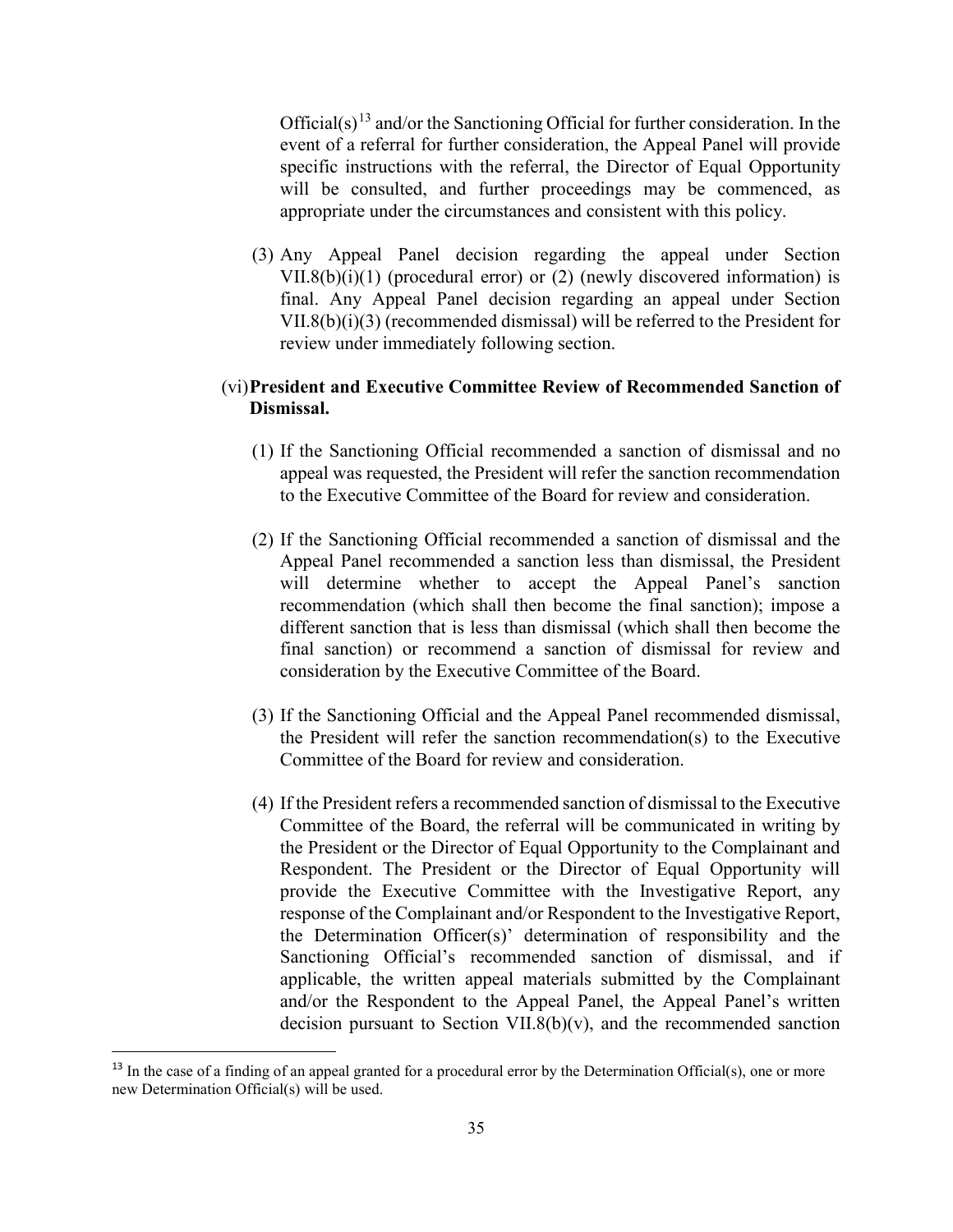Official(s)[13] and/or the Sanctioning Official for further consideration. In the event of a referral for further consideration, the Appeal Panel will provide specific instructions with the referral, the Director of Equal Opportunity will be consulted, and further proceedings may be commenced, as appropriate under the circumstances and consistent with this policy.

(3) Any Appeal Panel decision regarding the appeal under Section VII.8(b)(i)(1) (procedural error) or (2) (newly discovered information) is final. Any Appeal Panel decision regarding an appeal under Section VII.8(b)(i)(3) (recommended dismissal) will be referred to the President for review under immediately following section.

(vi) **President and Executive Committee Review of Recommended Sanction of Dismissal.**

(1) If the Sanctioning Official recommended a sanction of dismissal and no appeal was requested, the President will refer the sanction recommendation to the Executive Committee of the Board for review and consideration.

(2) If the Sanctioning Official recommended a sanction of dismissal and the Appeal Panel recommended a sanction less than dismissal, the President will determine whether to accept the Appeal Panel's sanction recommendation (which shall then become the final sanction); impose a different sanction that is less than dismissal (which shall then become the final sanction) or recommend a sanction of dismissal for review and consideration by the Executive Committee of the Board.

(3) If the Sanctioning Official and the Appeal Panel recommended dismissal, the President will refer the sanction recommendation(s) to the Executive Committee of the Board for review and consideration.

(4) If the President refers a recommended sanction of dismissal to the Executive Committee of the Board, the referral will be communicated in writing by the President or the Director of Equal Opportunity to the Complainant and Respondent. The President or the Director of Equal Opportunity will provide the Executive Committee with the Investigative Report, any response of the Complainant and/or Respondent to the Investigative Report, the Determination Officer(s)' determination of responsibility and the Sanctioning Official's recommended sanction of dismissal, and if applicable, the written appeal materials submitted by the Complainant and/or the Respondent to the Appeal Panel, the Appeal Panel's written decision pursuant to Section VII.8(b)(v), and the recommended sanction

[13] In the case of a finding of an appeal granted for a procedural error by the Determination Official(s), one or more new Determination Official(s) will be used.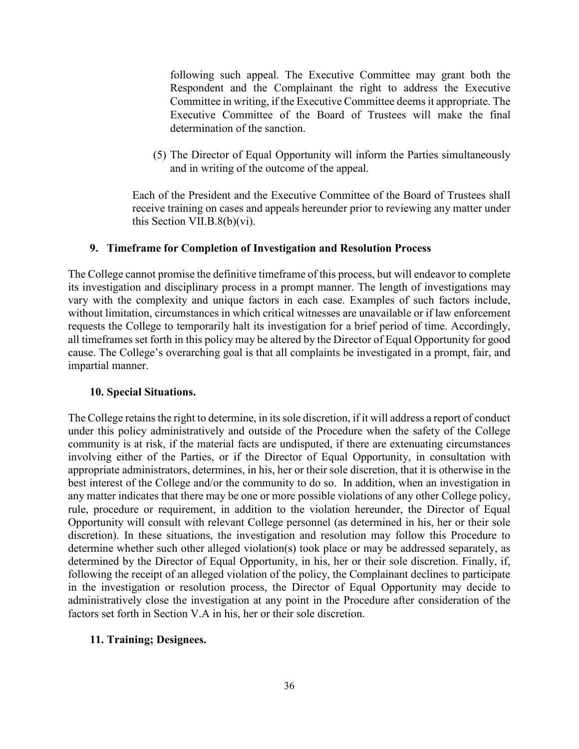following such appeal. The Executive Committee may grant both the Respondent and the Complainant the right to address the Executive Committee in writing, if the Executive Committee deems it appropriate. The Executive Committee of the Board of Trustees will make the final determination of the sanction.

(5) The Director of Equal Opportunity will inform the Parties simultaneously and in writing of the outcome of the appeal.

Each of the President and the Executive Committee of the Board of Trustees shall receive training on cases and appeals hereunder prior to reviewing any matter under this Section VII.B.8(b)(vi).

### 9. Timeframe for Completion of Investigation and Resolution Process

The College cannot promise the definitive timeframe of this process, but will endeavor to complete its investigation and disciplinary process in a prompt manner. The length of investigations may vary with the complexity and unique factors in each case. Examples of such factors include, without limitation, circumstances in which critical witnesses are unavailable or if law enforcement requests the College to temporarily halt its investigation for a brief period of time. Accordingly, all timeframes set forth in this policy may be altered by the Director of Equal Opportunity for good cause. The College's overarching goal is that all complaints be investigated in a prompt, fair, and impartial manner.

### 10. Special Situations.

The College retains the right to determine, in its sole discretion, if it will address a report of conduct under this policy administratively and outside of the Procedure when the safety of the College community is at risk, if the material facts are undisputed, if there are extenuating circumstances involving either of the Parties, or if the Director of Equal Opportunity, in consultation with appropriate administrators, determines, in his, her or their sole discretion, that it is otherwise in the best interest of the College and/or the community to do so. In addition, when an investigation in any matter indicates that there may be one or more possible violations of any other College policy, rule, procedure or requirement, in addition to the violation hereunder, the Director of Equal Opportunity will consult with relevant College personnel (as determined in his, her or their sole discretion). In these situations, the investigation and resolution may follow this Procedure to determine whether such other alleged violation(s) took place or may be addressed separately, as determined by the Director of Equal Opportunity, in his, her or their sole discretion. Finally, if, following the receipt of an alleged violation of the policy, the Complainant declines to participate in the investigation or resolution process, the Director of Equal Opportunity may decide to administratively close the investigation at any point in the Procedure after consideration of the factors set forth in Section V.A in his, her or their sole discretion.

### 11. Training; Designees.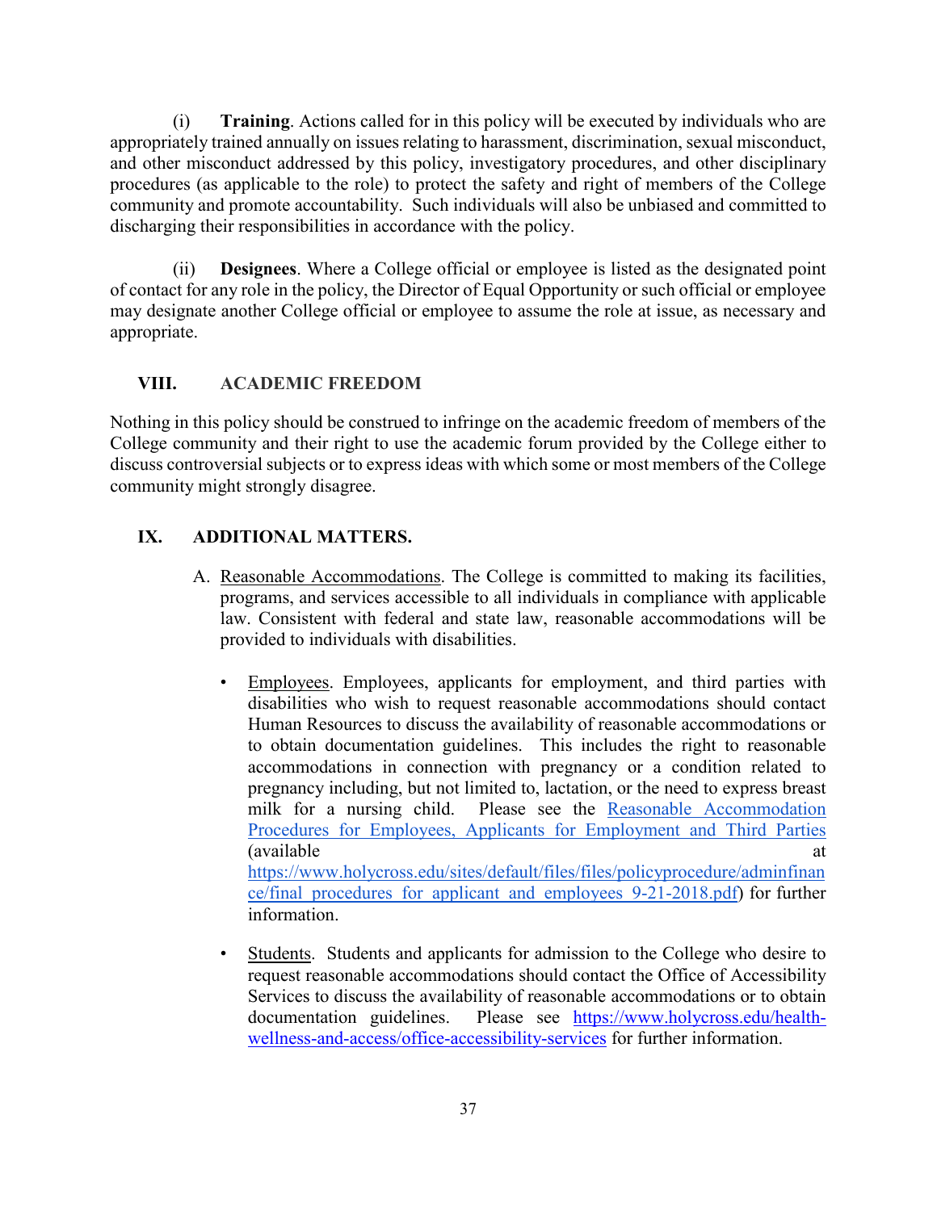(i) **Training**. Actions called for in this policy will be executed by individuals who are appropriately trained annually on issues relating to harassment, discrimination, sexual misconduct, and other misconduct addressed by this policy, investigatory procedures, and other disciplinary procedures (as applicable to the role) to protect the safety and right of members of the College community and promote accountability. Such individuals will also be unbiased and committed to discharging their responsibilities in accordance with the policy.

(ii) **Designees**. Where a College official or employee is listed as the designated point of contact for any role in the policy, the Director of Equal Opportunity or such official or employee may designate another College official or employee to assume the role at issue, as necessary and appropriate.

## VIII. ACADEMIC FREEDOM

Nothing in this policy should be construed to infringe on the academic freedom of members of the College community and their right to use the academic forum provided by the College either to discuss controversial subjects or to express ideas with which some or most members of the College community might strongly disagree.

## IX. ADDITIONAL MATTERS.

A. Reasonable Accommodations. The College is committed to making its facilities, programs, and services accessible to all individuals in compliance with applicable law. Consistent with federal and state law, reasonable accommodations will be provided to individuals with disabilities.

- Employees. Employees, applicants for employment, and third parties with disabilities who wish to request reasonable accommodations should contact Human Resources to discuss the availability of reasonable accommodations or to obtain documentation guidelines. This includes the right to reasonable accommodations in connection with pregnancy or a condition related to pregnancy including, but not limited to, lactation, or the need to express breast milk for a nursing child. Please see the [Reasonable Accommodation Procedures for Employees, Applicants for Employment and Third Parties](https://www.holycross.edu/sites/default/files/files/policyprocedure/adminfinance/final_procedures_for_applicant_and_employees_9-21-2018.pdf) (available at https://www.holycross.edu/sites/default/files/files/policyprocedure/adminfinance/final_procedures_for_applicant_and_employees_9-21-2018.pdf) for further information.

- Students. Students and applicants for admission to the College who desire to request reasonable accommodations should contact the Office of Accessibility Services to discuss the availability of reasonable accommodations or to obtain documentation guidelines. Please see https://www.holycross.edu/health-wellness-and-access/office-accessibility-services for further information.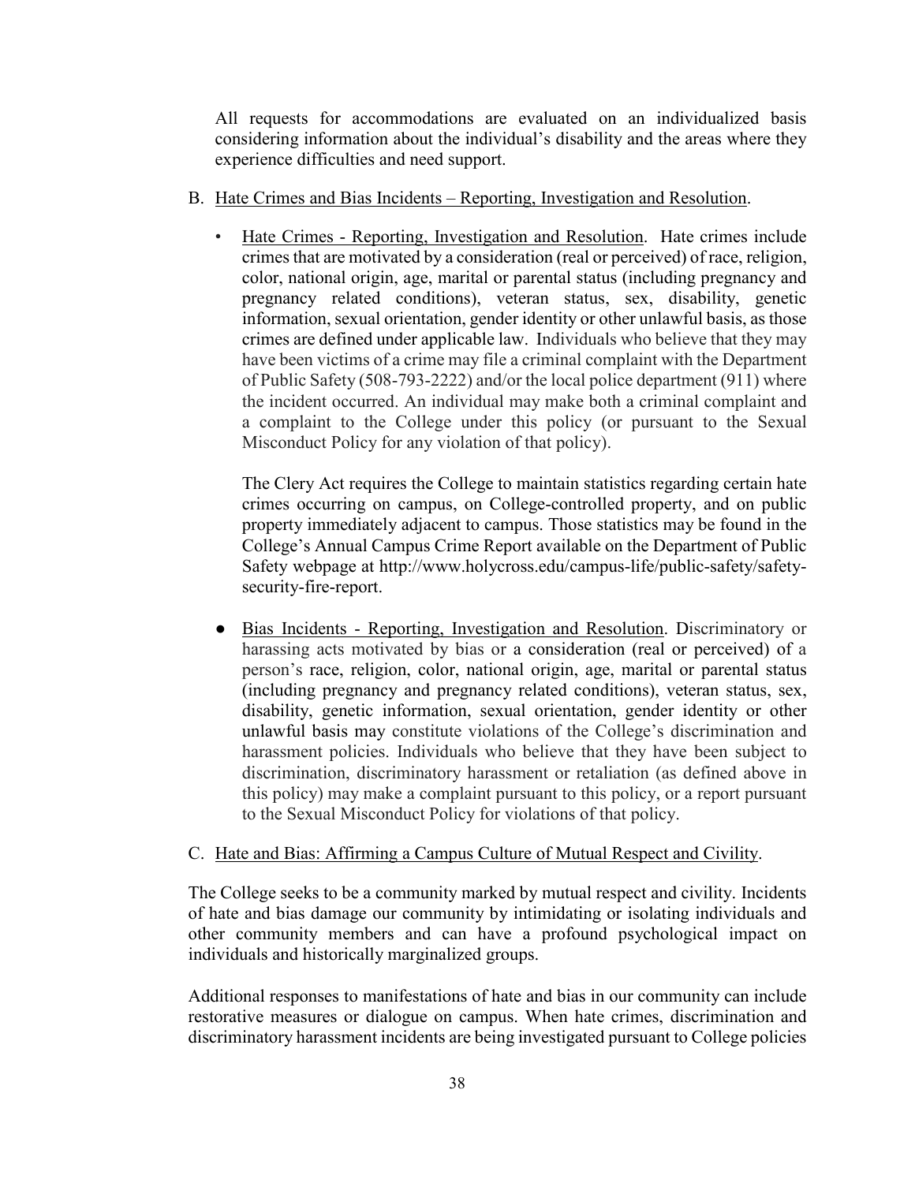All requests for accommodations are evaluated on an individualized basis considering information about the individual's disability and the areas where they experience difficulties and need support.

B. Hate Crimes and Bias Incidents – Reporting, Investigation and Resolution.

- Hate Crimes - Reporting, Investigation and Resolution. Hate crimes include crimes that are motivated by a consideration (real or perceived) of race, religion, color, national origin, age, marital or parental status (including pregnancy and pregnancy related conditions), veteran status, sex, disability, genetic information, sexual orientation, gender identity or other unlawful basis, as those crimes are defined under applicable law. Individuals who believe that they may have been victims of a crime may file a criminal complaint with the Department of Public Safety (508-793-2222) and/or the local police department (911) where the incident occurred. An individual may make both a criminal complaint and a complaint to the College under this policy (or pursuant to the Sexual Misconduct Policy for any violation of that policy).

  The Clery Act requires the College to maintain statistics regarding certain hate crimes occurring on campus, on College-controlled property, and on public property immediately adjacent to campus. Those statistics may be found in the College's Annual Campus Crime Report available on the Department of Public Safety webpage at http://www.holycross.edu/campus-life/public-safety/safety-security-fire-report.

- Bias Incidents - Reporting, Investigation and Resolution. Discriminatory or harassing acts motivated by bias or a consideration (real or perceived) of a person's race, religion, color, national origin, age, marital or parental status (including pregnancy and pregnancy related conditions), veteran status, sex, disability, genetic information, sexual orientation, gender identity or other unlawful basis may constitute violations of the College's discrimination and harassment policies. Individuals who believe that they have been subject to discrimination, discriminatory harassment or retaliation (as defined above in this policy) may make a complaint pursuant to this policy, or a report pursuant to the Sexual Misconduct Policy for violations of that policy.

C. Hate and Bias: Affirming a Campus Culture of Mutual Respect and Civility.

The College seeks to be a community marked by mutual respect and civility. Incidents of hate and bias damage our community by intimidating or isolating individuals and other community members and can have a profound psychological impact on individuals and historically marginalized groups.

Additional responses to manifestations of hate and bias in our community can include restorative measures or dialogue on campus. When hate crimes, discrimination and discriminatory harassment incidents are being investigated pursuant to College policies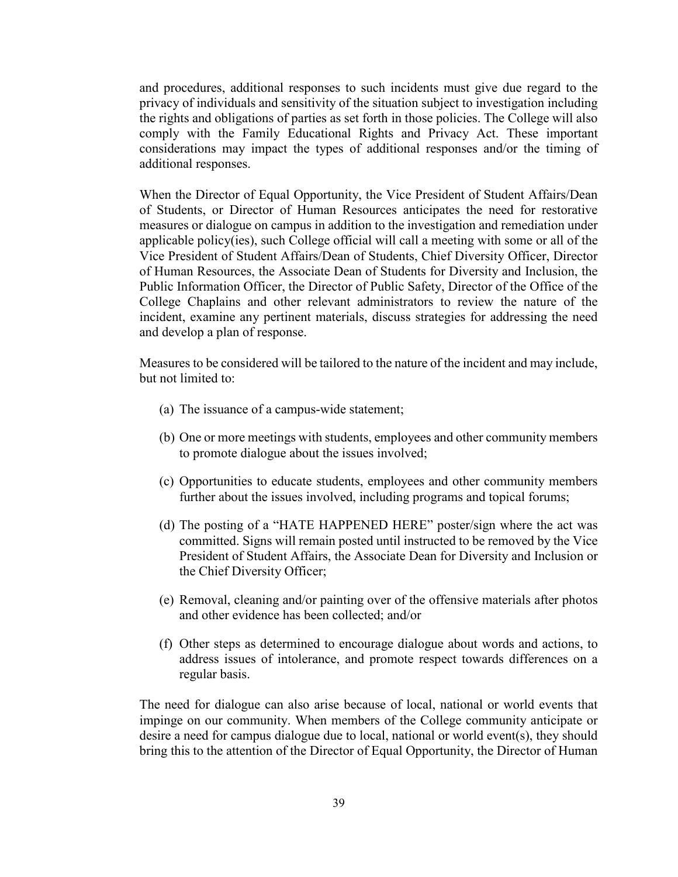and procedures, additional responses to such incidents must give due regard to the privacy of individuals and sensitivity of the situation subject to investigation including the rights and obligations of parties as set forth in those policies. The College will also comply with the Family Educational Rights and Privacy Act. These important considerations may impact the types of additional responses and/or the timing of additional responses.

When the Director of Equal Opportunity, the Vice President of Student Affairs/Dean of Students, or Director of Human Resources anticipates the need for restorative measures or dialogue on campus in addition to the investigation and remediation under applicable policy(ies), such College official will call a meeting with some or all of the Vice President of Student Affairs/Dean of Students, Chief Diversity Officer, Director of Human Resources, the Associate Dean of Students for Diversity and Inclusion, the Public Information Officer, the Director of Public Safety, Director of the Office of the College Chaplains and other relevant administrators to review the nature of the incident, examine any pertinent materials, discuss strategies for addressing the need and develop a plan of response.

Measures to be considered will be tailored to the nature of the incident and may include, but not limited to:

(a) The issuance of a campus-wide statement;

(b) One or more meetings with students, employees and other community members to promote dialogue about the issues involved;

(c) Opportunities to educate students, employees and other community members further about the issues involved, including programs and topical forums;

(d) The posting of a "HATE HAPPENED HERE" poster/sign where the act was committed. Signs will remain posted until instructed to be removed by the Vice President of Student Affairs, the Associate Dean for Diversity and Inclusion or the Chief Diversity Officer;

(e) Removal, cleaning and/or painting over of the offensive materials after photos and other evidence has been collected; and/or

(f) Other steps as determined to encourage dialogue about words and actions, to address issues of intolerance, and promote respect towards differences on a regular basis.

The need for dialogue can also arise because of local, national or world events that impinge on our community. When members of the College community anticipate or desire a need for campus dialogue due to local, national or world event(s), they should bring this to the attention of the Director of Equal Opportunity, the Director of Human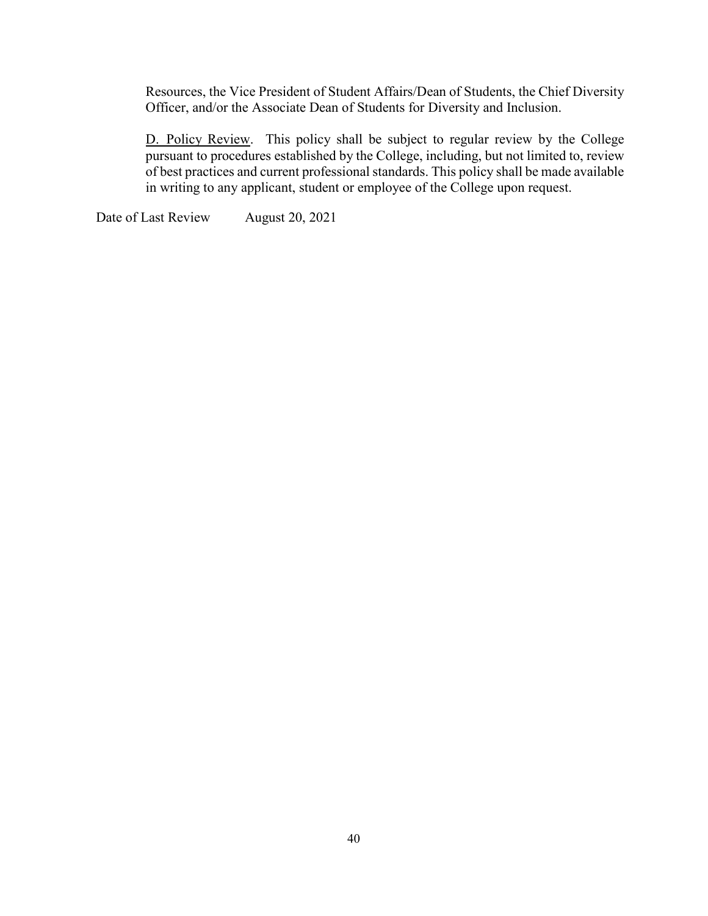Resources, the Vice President of Student Affairs/Dean of Students, the Chief Diversity Officer, and/or the Associate Dean of Students for Diversity and Inclusion.

D. Policy Review. This policy shall be subject to regular review by the College pursuant to procedures established by the College, including, but not limited to, review of best practices and current professional standards. This policy shall be made available in writing to any applicant, student or employee of the College upon request.

Date of Last Review August 20, 2021